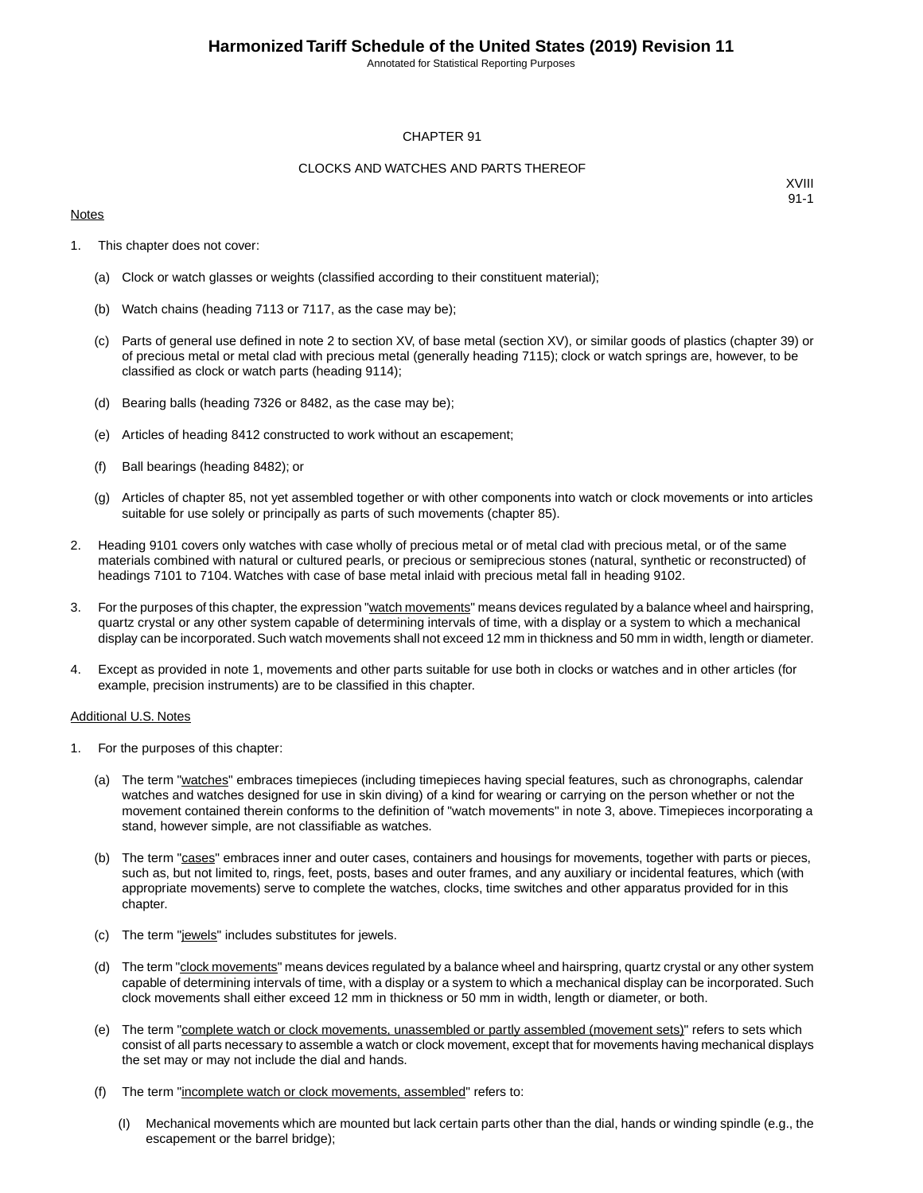# CHAPTER 91

## CLOCKS AND WATCHES AND PARTS THEREOF

XVIII
91-1

Notes

1. This chapter does not cover:

   (a) Clock or watch glasses or weights (classified according to their constituent material);

   (b) Watch chains (heading 7113 or 7117, as the case may be);

   (c) Parts of general use defined in note 2 to section XV, of base metal (section XV), or similar goods of plastics (chapter 39) or of precious metal or metal clad with precious metal (generally heading 7115); clock or watch springs are, however, to be classified as clock or watch parts (heading 9114);

   (d) Bearing balls (heading 7326 or 8482, as the case may be);

   (e) Articles of heading 8412 constructed to work without an escapement;

   (f) Ball bearings (heading 8482); or

   (g) Articles of chapter 85, not yet assembled together or with other components into watch or clock movements or into articles suitable for use solely or principally as parts of such movements (chapter 85).

2. Heading 9101 covers only watches with case wholly of precious metal or of metal clad with precious metal, or of the same materials combined with natural or cultured pearls, or precious or semiprecious stones (natural, synthetic or reconstructed) of headings 7101 to 7104. Watches with case of base metal inlaid with precious metal fall in heading 9102.

3. For the purposes of this chapter, the expression "watch movements" means devices regulated by a balance wheel and hairspring, quartz crystal or any other system capable of determining intervals of time, with a display or a system to which a mechanical display can be incorporated. Such watch movements shall not exceed 12 mm in thickness and 50 mm in width, length or diameter.

4. Except as provided in note 1, movements and other parts suitable for use both in clocks or watches and in other articles (for example, precision instruments) are to be classified in this chapter.

Additional U.S. Notes

1. For the purposes of this chapter:

   (a) The term "watches" embraces timepieces (including timepieces having special features, such as chronographs, calendar watches and watches designed for use in skin diving) of a kind for wearing or carrying on the person whether or not the movement contained therein conforms to the definition of "watch movements" in note 3, above. Timepieces incorporating a stand, however simple, are not classifiable as watches.

   (b) The term "cases" embraces inner and outer cases, containers and housings for movements, together with parts or pieces, such as, but not limited to, rings, feet, posts, bases and outer frames, and any auxiliary or incidental features, which (with appropriate movements) serve to complete the watches, clocks, time switches and other apparatus provided for in this chapter.

   (c) The term "jewels" includes substitutes for jewels.

   (d) The term "clock movements" means devices regulated by a balance wheel and hairspring, quartz crystal or any other system capable of determining intervals of time, with a display or a system to which a mechanical display can be incorporated. Such clock movements shall either exceed 12 mm in thickness or 50 mm in width, length or diameter, or both.

   (e) The term "complete watch or clock movements, unassembled or partly assembled (movement sets)" refers to sets which consist of all parts necessary to assemble a watch or clock movement, except that for movements having mechanical displays the set may or may not include the dial and hands.

   (f) The term "incomplete watch or clock movements, assembled" refers to:

      (I) Mechanical movements which are mounted but lack certain parts other than the dial, hands or winding spindle (e.g., the escapement or the barrel bridge);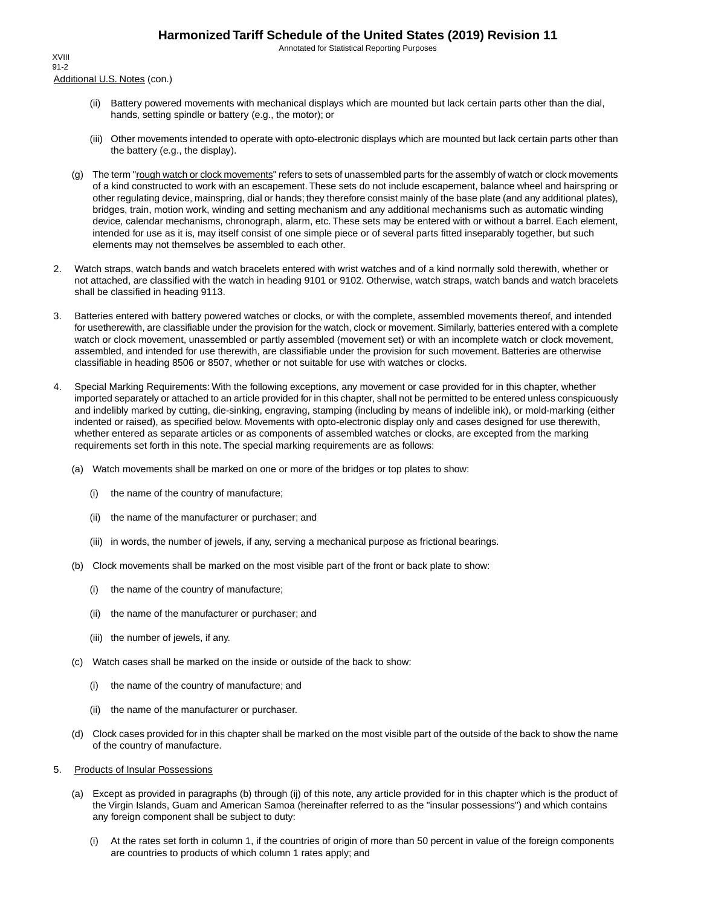Additional U.S. Notes (con.)

(ii) Battery powered movements with mechanical displays which are mounted but lack certain parts other than the dial, hands, setting spindle or battery (e.g., the motor); or

(iii) Other movements intended to operate with opto-electronic displays which are mounted but lack certain parts other than the battery (e.g., the display).

(g) The term "rough watch or clock movements" refers to sets of unassembled parts for the assembly of watch or clock movements of a kind constructed to work with an escapement. These sets do not include escapement, balance wheel and hairspring or other regulating device, mainspring, dial or hands; they therefore consist mainly of the base plate (and any additional plates), bridges, train, motion work, winding and setting mechanism and any additional mechanisms such as automatic winding device, calendar mechanisms, chronograph, alarm, etc. These sets may be entered with or without a barrel. Each element, intended for use as it is, may itself consist of one simple piece or of several parts fitted inseparably together, but such elements may not themselves be assembled to each other.

2. Watch straps, watch bands and watch bracelets entered with wrist watches and of a kind normally sold therewith, whether or not attached, are classified with the watch in heading 9101 or 9102. Otherwise, watch straps, watch bands and watch bracelets shall be classified in heading 9113.

3. Batteries entered with battery powered watches or clocks, or with the complete, assembled movements thereof, and intended for usetherewith, are classifiable under the provision for the watch, clock or movement. Similarly, batteries entered with a complete watch or clock movement, unassembled or partly assembled (movement set) or with an incomplete watch or clock movement, assembled, and intended for use therewith, are classifiable under the provision for such movement. Batteries are otherwise classifiable in heading 8506 or 8507, whether or not suitable for use with watches or clocks.

4. Special Marking Requirements: With the following exceptions, any movement or case provided for in this chapter, whether imported separately or attached to an article provided for in this chapter, shall not be permitted to be entered unless conspicuously and indelibly marked by cutting, die-sinking, engraving, stamping (including by means of indelible ink), or mold-marking (either indented or raised), as specified below. Movements with opto-electronic display only and cases designed for use therewith, whether entered as separate articles or as components of assembled watches or clocks, are excepted from the marking requirements set forth in this note. The special marking requirements are as follows:

(a) Watch movements shall be marked on one or more of the bridges or top plates to show:

(i) the name of the country of manufacture;

(ii) the name of the manufacturer or purchaser; and

(iii) in words, the number of jewels, if any, serving a mechanical purpose as frictional bearings.

(b) Clock movements shall be marked on the most visible part of the front or back plate to show:

(i) the name of the country of manufacture;

(ii) the name of the manufacturer or purchaser; and

(iii) the number of jewels, if any.

(c) Watch cases shall be marked on the inside or outside of the back to show:

(i) the name of the country of manufacture; and

(ii) the name of the manufacturer or purchaser.

(d) Clock cases provided for in this chapter shall be marked on the most visible part of the outside of the back to show the name of the country of manufacture.

5. Products of Insular Possessions

(a) Except as provided in paragraphs (b) through (ij) of this note, any article provided for in this chapter which is the product of the Virgin Islands, Guam and American Samoa (hereinafter referred to as the "insular possessions") and which contains any foreign component shall be subject to duty:

(i) At the rates set forth in column 1, if the countries of origin of more than 50 percent in value of the foreign components are countries to products of which column 1 rates apply; and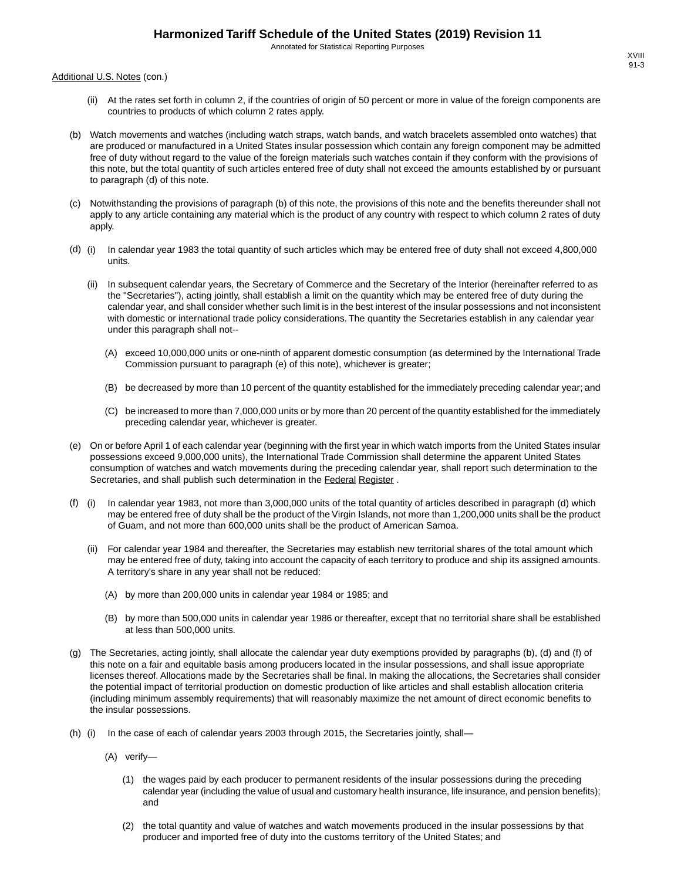Additional U.S. Notes (con.)

(ii) At the rates set forth in column 2, if the countries of origin of 50 percent or more in value of the foreign components are countries to products of which column 2 rates apply.

(b) Watch movements and watches (including watch straps, watch bands, and watch bracelets assembled onto watches) that are produced or manufactured in a United States insular possession which contain any foreign component may be admitted free of duty without regard to the value of the foreign materials such watches contain if they conform with the provisions of this note, but the total quantity of such articles entered free of duty shall not exceed the amounts established by or pursuant to paragraph (d) of this note.

(c) Notwithstanding the provisions of paragraph (b) of this note, the provisions of this note and the benefits thereunder shall not apply to any article containing any material which is the product of any country with respect to which column 2 rates of duty apply.

(d) (i) In calendar year 1983 the total quantity of such articles which may be entered free of duty shall not exceed 4,800,000 units.

(ii) In subsequent calendar years, the Secretary of Commerce and the Secretary of the Interior (hereinafter referred to as the "Secretaries"), acting jointly, shall establish a limit on the quantity which may be entered free of duty during the calendar year, and shall consider whether such limit is in the best interest of the insular possessions and not inconsistent with domestic or international trade policy considerations. The quantity the Secretaries establish in any calendar year under this paragraph shall not--

(A) exceed 10,000,000 units or one-ninth of apparent domestic consumption (as determined by the International Trade Commission pursuant to paragraph (e) of this note), whichever is greater;

(B) be decreased by more than 10 percent of the quantity established for the immediately preceding calendar year; and

(C) be increased to more than 7,000,000 units or by more than 20 percent of the quantity established for the immediately preceding calendar year, whichever is greater.

(e) On or before April 1 of each calendar year (beginning with the first year in which watch imports from the United States insular possessions exceed 9,000,000 units), the International Trade Commission shall determine the apparent United States consumption of watches and watch movements during the preceding calendar year, shall report such determination to the Secretaries, and shall publish such determination in the Federal Register .

(f) (i) In calendar year 1983, not more than 3,000,000 units of the total quantity of articles described in paragraph (d) which may be entered free of duty shall be the product of the Virgin Islands, not more than 1,200,000 units shall be the product of Guam, and not more than 600,000 units shall be the product of American Samoa.

(ii) For calendar year 1984 and thereafter, the Secretaries may establish new territorial shares of the total amount which may be entered free of duty, taking into account the capacity of each territory to produce and ship its assigned amounts. A territory's share in any year shall not be reduced:

(A) by more than 200,000 units in calendar year 1984 or 1985; and

(B) by more than 500,000 units in calendar year 1986 or thereafter, except that no territorial share shall be established at less than 500,000 units.

(g) The Secretaries, acting jointly, shall allocate the calendar year duty exemptions provided by paragraphs (b), (d) and (f) of this note on a fair and equitable basis among producers located in the insular possessions, and shall issue appropriate licenses thereof. Allocations made by the Secretaries shall be final. In making the allocations, the Secretaries shall consider the potential impact of territorial production on domestic production of like articles and shall establish allocation criteria (including minimum assembly requirements) that will reasonably maximize the net amount of direct economic benefits to the insular possessions.

(h) (i) In the case of each of calendar years 2003 through 2015, the Secretaries jointly, shall—

(A) verify—

(1) the wages paid by each producer to permanent residents of the insular possessions during the preceding calendar year (including the value of usual and customary health insurance, life insurance, and pension benefits); and

(2) the total quantity and value of watches and watch movements produced in the insular possessions by that producer and imported free of duty into the customs territory of the United States; and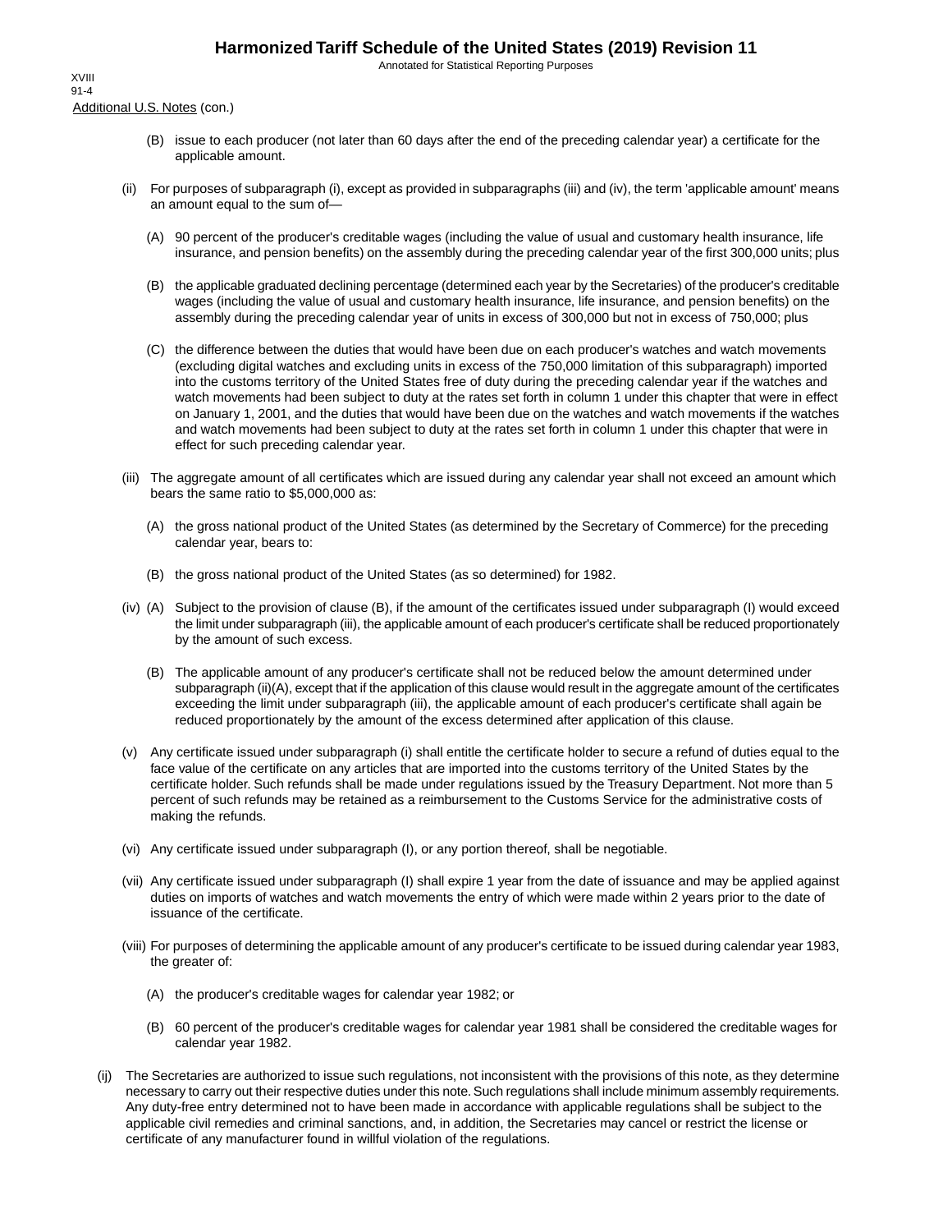Additional U.S. Notes (con.)

(B) issue to each producer (not later than 60 days after the end of the preceding calendar year) a certificate for the applicable amount.

(ii) For purposes of subparagraph (i), except as provided in subparagraphs (iii) and (iv), the term 'applicable amount' means an amount equal to the sum of—

(A) 90 percent of the producer's creditable wages (including the value of usual and customary health insurance, life insurance, and pension benefits) on the assembly during the preceding calendar year of the first 300,000 units; plus

(B) the applicable graduated declining percentage (determined each year by the Secretaries) of the producer's creditable wages (including the value of usual and customary health insurance, life insurance, and pension benefits) on the assembly during the preceding calendar year of units in excess of 300,000 but not in excess of 750,000; plus

(C) the difference between the duties that would have been due on each producer's watches and watch movements (excluding digital watches and excluding units in excess of the 750,000 limitation of this subparagraph) imported into the customs territory of the United States free of duty during the preceding calendar year if the watches and watch movements had been subject to duty at the rates set forth in column 1 under this chapter that were in effect on January 1, 2001, and the duties that would have been due on the watches and watch movements if the watches and watch movements had been subject to duty at the rates set forth in column 1 under this chapter that were in effect for such preceding calendar year.

(iii) The aggregate amount of all certificates which are issued during any calendar year shall not exceed an amount which bears the same ratio to $5,000,000 as:

(A) the gross national product of the United States (as determined by the Secretary of Commerce) for the preceding calendar year, bears to:

(B) the gross national product of the United States (as so determined) for 1982.

(iv) (A) Subject to the provision of clause (B), if the amount of the certificates issued under subparagraph (I) would exceed the limit under subparagraph (iii), the applicable amount of each producer's certificate shall be reduced proportionately by the amount of such excess.

(B) The applicable amount of any producer's certificate shall not be reduced below the amount determined under subparagraph (ii)(A), except that if the application of this clause would result in the aggregate amount of the certificates exceeding the limit under subparagraph (iii), the applicable amount of each producer's certificate shall again be reduced proportionately by the amount of the excess determined after application of this clause.

(v) Any certificate issued under subparagraph (i) shall entitle the certificate holder to secure a refund of duties equal to the face value of the certificate on any articles that are imported into the customs territory of the United States by the certificate holder. Such refunds shall be made under regulations issued by the Treasury Department. Not more than 5 percent of such refunds may be retained as a reimbursement to the Customs Service for the administrative costs of making the refunds.

(vi) Any certificate issued under subparagraph (I), or any portion thereof, shall be negotiable.

(vii) Any certificate issued under subparagraph (I) shall expire 1 year from the date of issuance and may be applied against duties on imports of watches and watch movements the entry of which were made within 2 years prior to the date of issuance of the certificate.

(viii) For purposes of determining the applicable amount of any producer's certificate to be issued during calendar year 1983, the greater of:

(A) the producer's creditable wages for calendar year 1982; or

(B) 60 percent of the producer's creditable wages for calendar year 1981 shall be considered the creditable wages for calendar year 1982.

(ij) The Secretaries are authorized to issue such regulations, not inconsistent with the provisions of this note, as they determine necessary to carry out their respective duties under this note. Such regulations shall include minimum assembly requirements. Any duty-free entry determined not to have been made in accordance with applicable regulations shall be subject to the applicable civil remedies and criminal sanctions, and, in addition, the Secretaries may cancel or restrict the license or certificate of any manufacturer found in willful violation of the regulations.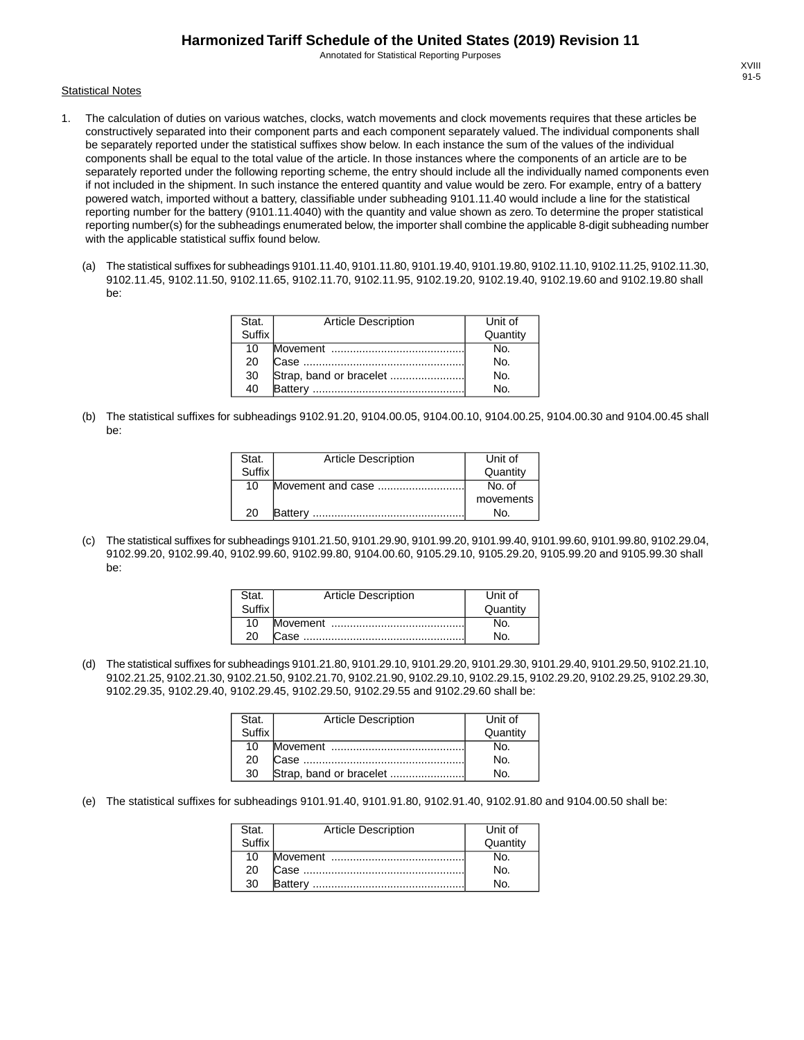Statistical Notes

1. The calculation of duties on various watches, clocks, watch movements and clock movements requires that these articles be constructively separated into their component parts and each component separately valued. The individual components shall be separately reported under the statistical suffixes show below. In each instance the sum of the values of the individual components shall be equal to the total value of the article. In those instances where the components of an article are to be separately reported under the following reporting scheme, the entry should include all the individually named components even if not included in the shipment. In such instance the entered quantity and value would be zero. For example, entry of a battery powered watch, imported without a battery, classifiable under subheading 9101.11.40 would include a line for the statistical reporting number for the battery (9101.11.4040) with the quantity and value shown as zero. To determine the proper statistical reporting number(s) for the subheadings enumerated below, the importer shall combine the applicable 8-digit subheading number with the applicable statistical suffix found below.

   (a) The statistical suffixes for subheadings 9101.11.40, 9101.11.80, 9101.19.40, 9101.19.80, 9102.11.10, 9102.11.25, 9102.11.30, 9102.11.45, 9102.11.50, 9102.11.65, 9102.11.70, 9102.11.95, 9102.19.20, 9102.19.40, 9102.19.60 and 9102.19.80 shall be:

| Stat. Suffix | Article Description | Unit of Quantity |
|---|---|---|
| 10 | Movement .......................................... | No. |
| 20 | Case .................................................... | No. |
| 30 | Strap, band or bracelet ........................ | No. |
| 40 | Battery ................................................. | No. |

   (b) The statistical suffixes for subheadings 9102.91.20, 9104.00.05, 9104.00.10, 9104.00.25, 9104.00.30 and 9104.00.45 shall be:

| Stat. Suffix | Article Description | Unit of Quantity |
|---|---|---|
| 10 | Movement and case ........................... | No. of movements |
| 20 | Battery ................................................. | No. |

   (c) The statistical suffixes for subheadings 9101.21.50, 9101.29.90, 9101.99.20, 9101.99.40, 9101.99.60, 9101.99.80, 9102.29.04, 9102.99.20, 9102.99.40, 9102.99.60, 9102.99.80, 9104.00.60, 9105.29.10, 9105.29.20, 9105.99.20 and 9105.99.30 shall be:

| Stat. Suffix | Article Description | Unit of Quantity |
|---|---|---|
| 10 | Movement .......................................... | No. |
| 20 | Case .................................................... | No. |

   (d) The statistical suffixes for subheadings 9101.21.80, 9101.29.10, 9101.29.20, 9101.29.30, 9101.29.40, 9101.29.50, 9102.21.10, 9102.21.25, 9102.21.30, 9102.21.50, 9102.21.70, 9102.21.90, 9102.29.10, 9102.29.15, 9102.29.20, 9102.29.25, 9102.29.30, 9102.29.35, 9102.29.40, 9102.29.45, 9102.29.50, 9102.29.55 and 9102.29.60 shall be:

| Stat. Suffix | Article Description | Unit of Quantity |
|---|---|---|
| 10 | Movement .......................................... | No. |
| 20 | Case .................................................... | No. |
| 30 | Strap, band or bracelet ........................ | No. |

   (e) The statistical suffixes for subheadings 9101.91.40, 9101.91.80, 9102.91.40, 9102.91.80 and 9104.00.50 shall be:

| Stat. Suffix | Article Description | Unit of Quantity |
|---|---|---|
| 10 | Movement .......................................... | No. |
| 20 | Case .................................................... | No. |
| 30 | Battery ................................................. | No. |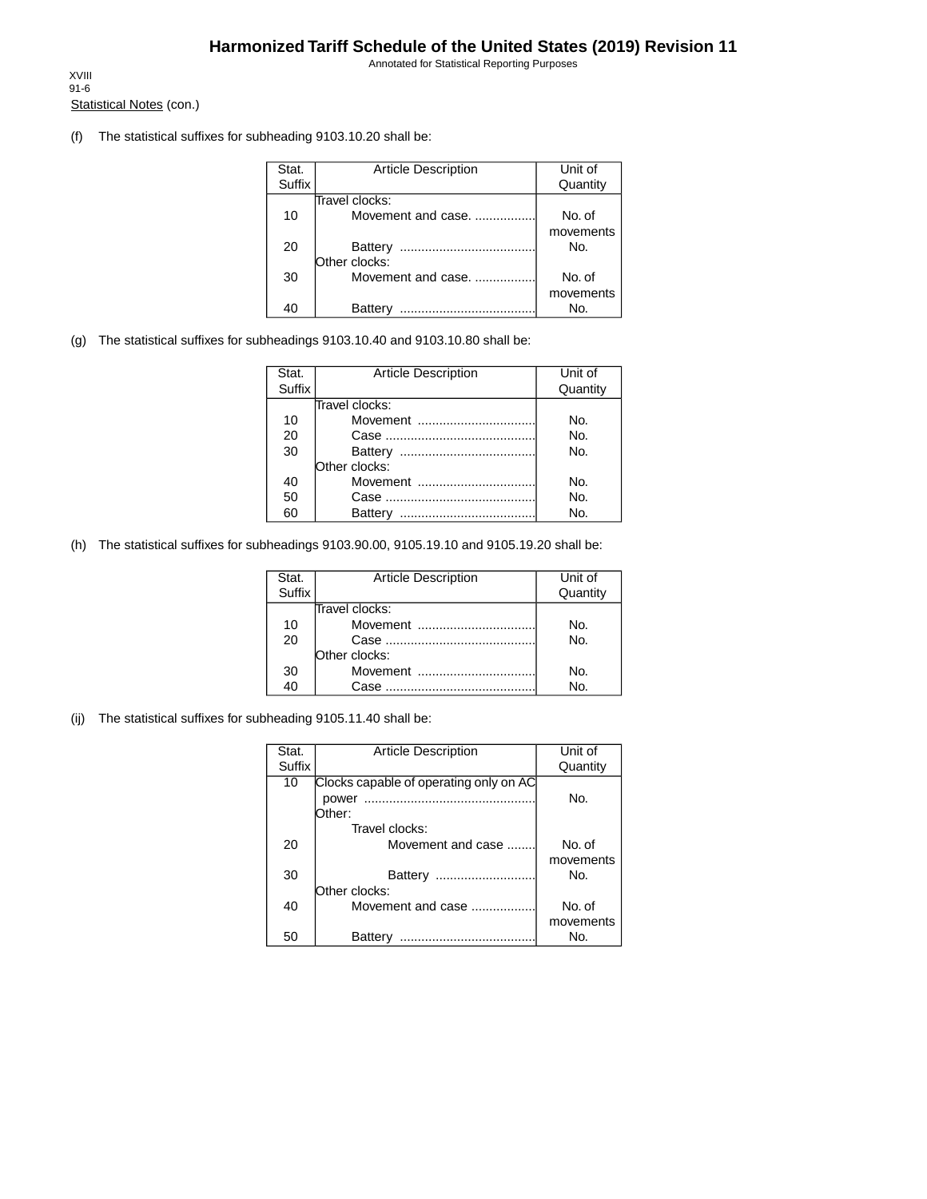Statistical Notes (con.)

(f) The statistical suffixes for subheading 9103.10.20 shall be:

| Stat. Suffix | Article Description | Unit of Quantity |
|---|---|---|
| | Travel clocks: | |
| 10 | Movement and case. ................. | No. of movements |
| 20 | Battery ...................................... | No. |
| | Other clocks: | |
| 30 | Movement and case. ................. | No. of movements |
| 40 | Battery ...................................... | No. |

(g) The statistical suffixes for subheadings 9103.10.40 and 9103.10.80 shall be:

| Stat. Suffix | Article Description | Unit of Quantity |
|---|---|---|
| | Travel clocks: | |
| 10 | Movement ................................. | No. |
| 20 | Case .......................................... | No. |
| 30 | Battery ...................................... | No. |
| | Other clocks: | |
| 40 | Movement ................................. | No. |
| 50 | Case .......................................... | No. |
| 60 | Battery ...................................... | No. |

(h) The statistical suffixes for subheadings 9103.90.00, 9105.19.10 and 9105.19.20 shall be:

| Stat. Suffix | Article Description | Unit of Quantity |
|---|---|---|
| | Travel clocks: | |
| 10 | Movement ................................. | No. |
| 20 | Case .......................................... | No. |
| | Other clocks: | |
| 30 | Movement ................................. | No. |
| 40 | Case .......................................... | No. |

(ij) The statistical suffixes for subheading 9105.11.40 shall be:

| Stat. Suffix | Article Description | Unit of Quantity |
|---|---|---|
| 10 | Clocks capable of operating only on AC power ................................................ | No. |
| | Other: | |
| | Travel clocks: | |
| 20 | Movement and case ........ | No. of movements |
| 30 | Battery ............................ | No. |
| | Other clocks: | |
| 40 | Movement and case .................. | No. of movements |
| 50 | Battery ...................................... | No. |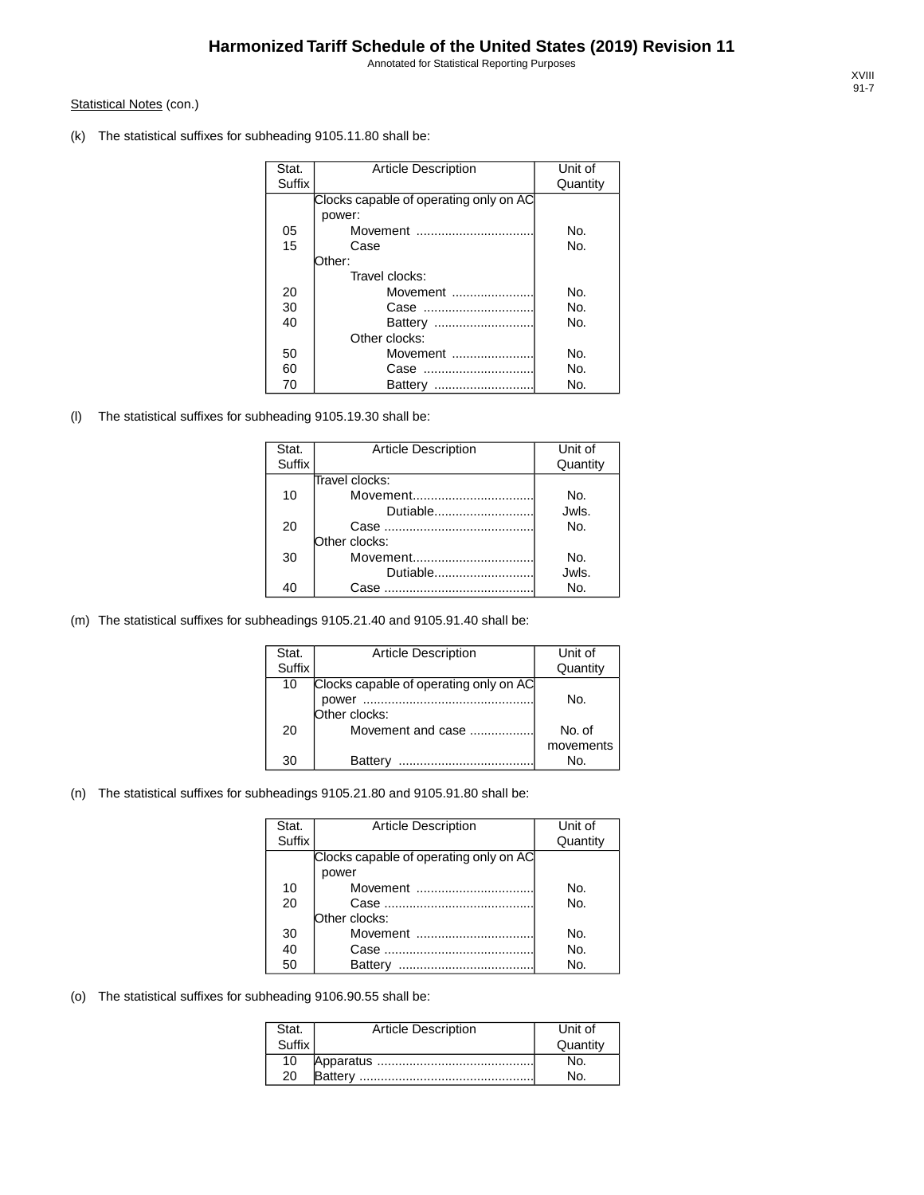Statistical Notes (con.)

(k) The statistical suffixes for subheading 9105.11.80 shall be:

| Stat. Suffix | Article Description | Unit of Quantity |
|---|---|---|
| | Clocks capable of operating only on AC power: | |
| 05 | Movement ................................ | No. |
| 15 | Case | No. |
| | Other: | |
| | Travel clocks: | |
| 20 | Movement ...................... | No. |
| 30 | Case .............................. | No. |
| 40 | Battery ........................... | No. |
| | Other clocks: | |
| 50 | Movement ...................... | No. |
| 60 | Case .............................. | No. |
| 70 | Battery ........................... | No. |

(l) The statistical suffixes for subheading 9105.19.30 shall be:

| Stat. Suffix | Article Description | Unit of Quantity |
|---|---|---|
| | Travel clocks: | |
| 10 | Movement................................. | No. |
| | Dutiable........................... | Jwls. |
| 20 | Case ......................................... | No. |
| | Other clocks: | |
| 30 | Movement................................. | No. |
| | Dutiable........................... | Jwls. |
| 40 | Case ......................................... | No. |

(m) The statistical suffixes for subheadings 9105.21.40 and 9105.91.40 shall be:

| Stat. Suffix | Article Description | Unit of Quantity |
|---|---|---|
| 10 | Clocks capable of operating only on AC power ............................................... | No. |
| | Other clocks: | |
| 20 | Movement and case .................. | No. of movements |
| 30 | Battery ..................................... | No. |

(n) The statistical suffixes for subheadings 9105.21.80 and 9105.91.80 shall be:

| Stat. Suffix | Article Description | Unit of Quantity |
|---|---|---|
| | Clocks capable of operating only on AC power | |
| 10 | Movement ................................ | No. |
| 20 | Case ......................................... | No. |
| | Other clocks: | |
| 30 | Movement ................................ | No. |
| 40 | Case ......................................... | No. |
| 50 | Battery ..................................... | No. |

(o) The statistical suffixes for subheading 9106.90.55 shall be:

| Stat. Suffix | Article Description | Unit of Quantity |
|---|---|---|
| 10 | Apparatus ........................................... | No. |
| 20 | Battery ................................................ | No. |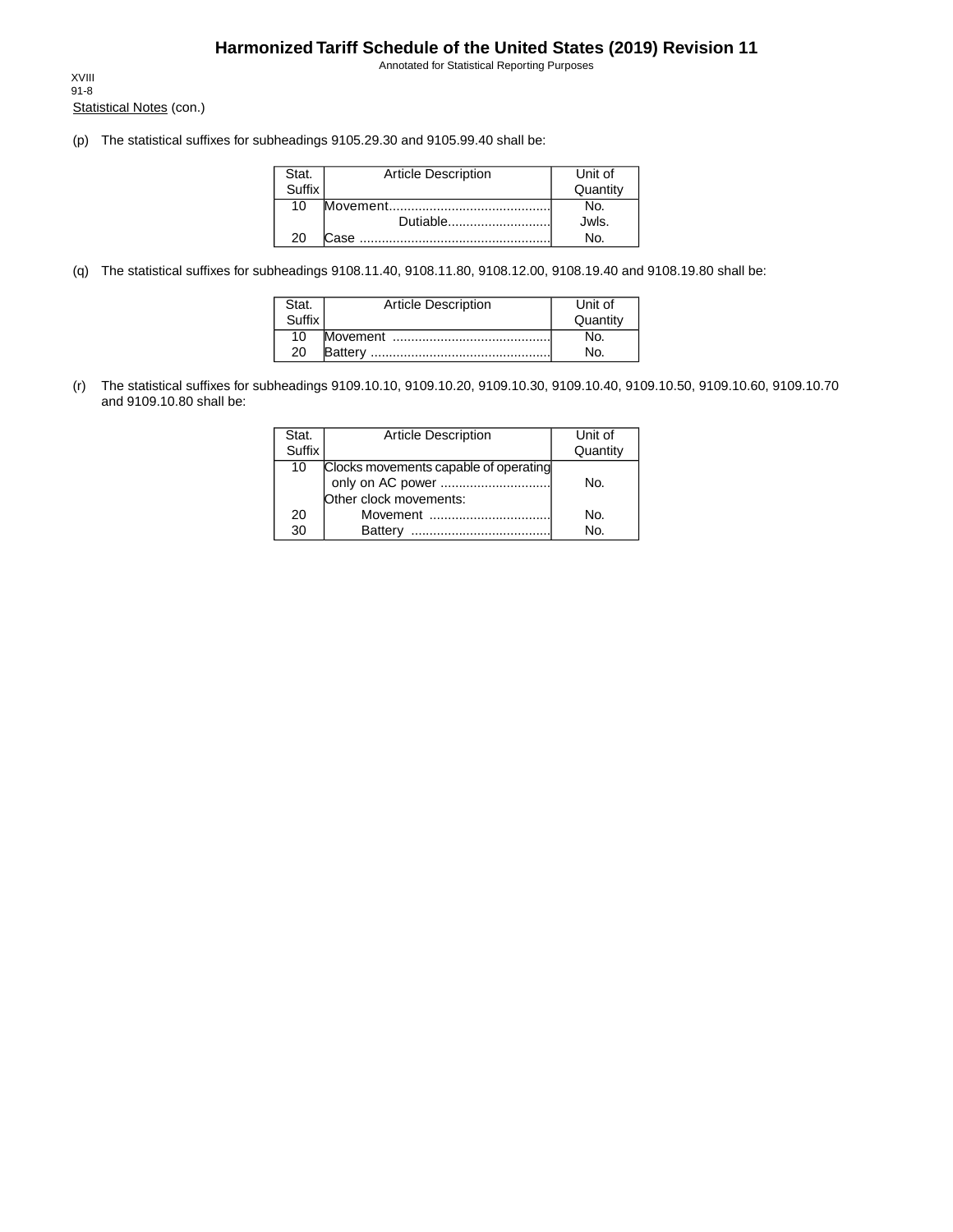Statistical Notes (con.)

(p) The statistical suffixes for subheadings 9105.29.30 and 9105.99.40 shall be:

| Stat. Suffix | Article Description | Unit of Quantity |
|---|---|---|
| 10 | Movement........................................... | No. |
| | Dutiable........................... | Jwls. |
| 20 | Case .................................................... | No. |

(q) The statistical suffixes for subheadings 9108.11.40, 9108.11.80, 9108.12.00, 9108.19.40 and 9108.19.80 shall be:

| Stat. Suffix | Article Description | Unit of Quantity |
|---|---|---|
| 10 | Movement ........................................... | No. |
| 20 | Battery ................................................. | No. |

(r) The statistical suffixes for subheadings 9109.10.10, 9109.10.20, 9109.10.30, 9109.10.40, 9109.10.50, 9109.10.60, 9109.10.70 and 9109.10.80 shall be:

| Stat. Suffix | Article Description | Unit of Quantity |
|---|---|---|
| 10 | Clocks movements capable of operating only on AC power .............................. | No. |
| | Other clock movements: | |
| 20 | Movement ................................ | No. |
| 30 | Battery ...................................... | No. |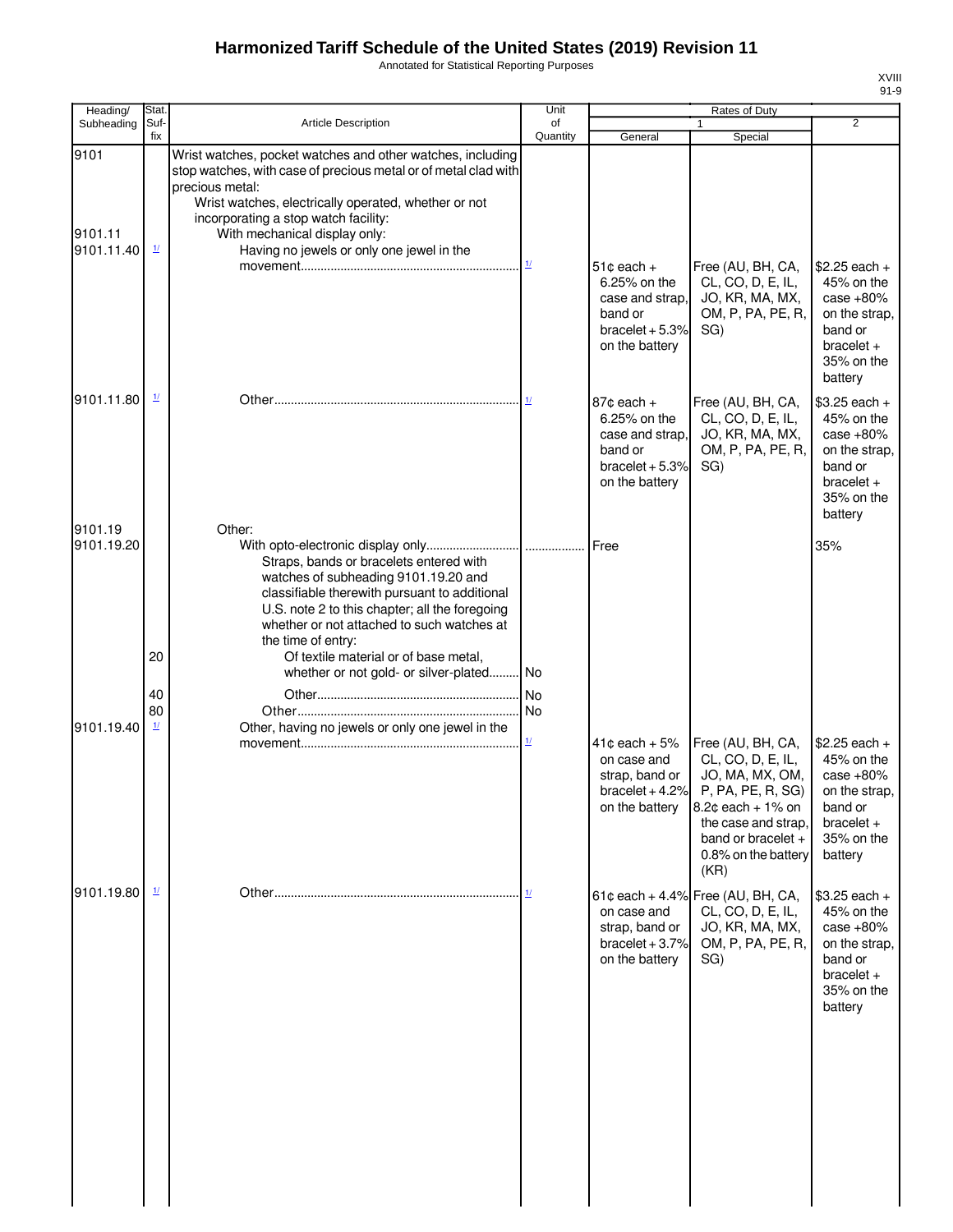# Harmonized Tariff Schedule of the United States (2019) Revision 11

Annotated for Statistical Reporting Purposes

| Heading/ Subheading | Stat. Suf- fix | Article Description | Unit of Quantity | Rates of Duty 1 General | Rates of Duty 1 Special | Rates of Duty 2 |
|---|---|---|---|---|---|---|
| 9101 | | Wrist watches, pocket watches and other watches, including stop watches, with case of precious metal or of metal clad with precious metal: | | | | |
| | | Wrist watches, electrically operated, whether or not incorporating a stop watch facility: | | | | |
| 9101.11 | | With mechanical display only: | | | | |
| 9101.11.40 | 1/ | Having no jewels or only one jewel in the movement | 1/ | 51¢ each + 6.25% on the case and strap, band or bracelet + 5.3% on the battery | Free (AU, BH, CA, CL, CO, D, E, IL, JO, KR, MA, MX, OM, P, PA, PE, R, SG) | $2.25 each + 45% on the case +80% on the strap, band or bracelet + 35% on the battery |
| 9101.11.80 | 1/ | Other | 1/ | 87¢ each + 6.25% on the case and strap, band or bracelet + 5.3% on the battery | Free (AU, BH, CA, CL, CO, D, E, IL, JO, KR, MA, MX, OM, P, PA, PE, R, SG) | $3.25 each + 45% on the case +80% on the strap, band or bracelet + 35% on the battery |
| 9101.19 | | Other: | | | | |
| 9101.19.20 | | With opto-electronic display only | | Free | | 35% |
| | | Straps, bands or bracelets entered with watches of subheading 9101.19.20 and classifiable therewith pursuant to additional U.S. note 2 to this chapter; all the foregoing whether or not attached to such watches at the time of entry: | | | | |
| | 20 | Of textile material or of base metal, whether or not gold- or silver-plated | No | | | |
| | 40 | Other | No | | | |
| | 80 | Other | No | | | |
| 9101.19.40 | 1/ | Other, having no jewels or only one jewel in the movement | 1/ | 41¢ each + 5% on case and strap, band or bracelet + 4.2% on the battery | Free (AU, BH, CA, CL, CO, D, E, IL, JO, MA, MX, OM, P, PA, PE, R, SG) 8.2¢ each + 1% on the case and strap, band or bracelet + 0.8% on the battery (KR) | $2.25 each + 45% on the case +80% on the strap, band or bracelet + 35% on the battery |
| 9101.19.80 | 1/ | Other | 1/ | 61¢ each + 4.4% on case and strap, band or bracelet + 3.7% on the battery | Free (AU, BH, CA, CL, CO, D, E, IL, JO, KR, MA, MX, OM, P, PA, PE, R, SG) | $3.25 each + 45% on the case +80% on the strap, band or bracelet + 35% on the battery |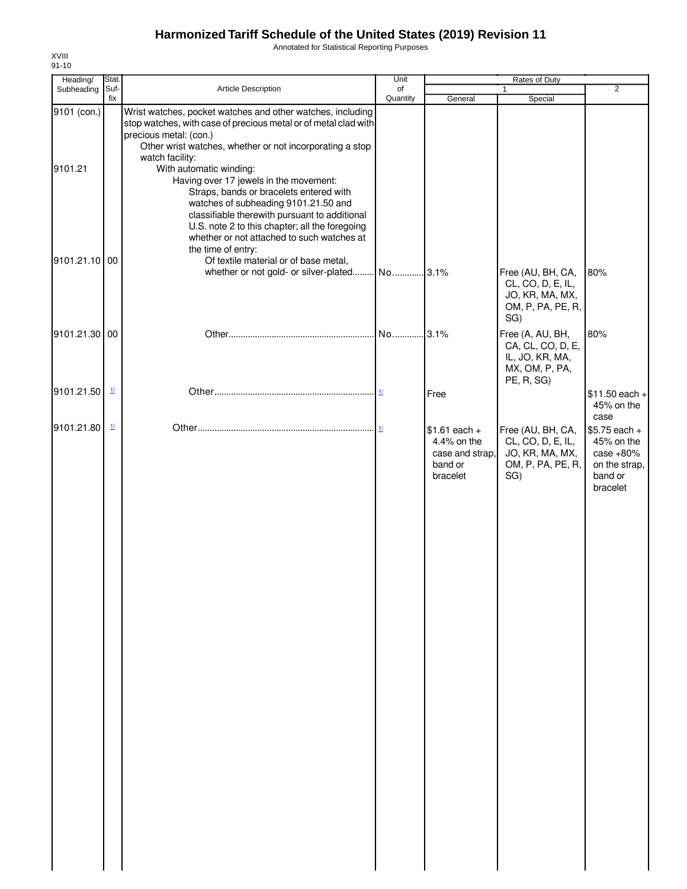# Harmonized Tariff Schedule of the United States (2019) Revision 11

Annotated for Statistical Reporting Purposes

XVIII
91-10

| Heading/ Subheading | Stat. Suf- fix | Article Description | Unit of Quantity | Rates of Duty 1 General | Special | 2 |
|---|---|---|---|---|---|---|
| 9101 (con.) | | Wrist watches, pocket watches and other watches, including stop watches, with case of precious metal or of metal clad with precious metal: (con.) | | | | |
| | | Other wrist watches, whether or not incorporating a stop watch facility: | | | | |
| 9101.21 | | With automatic winding: | | | | |
| | | Having over 17 jewels in the movement: | | | | |
| | | Straps, bands or bracelets entered with watches of subheading 9101.21.50 and classifiable therewith pursuant to additional U.S. note 2 to this chapter; all the foregoing whether or not attached to such watches at the time of entry: | | | | |
| 9101.21.10 | 00 | Of textile material or of base metal, whether or not gold- or silver-plated | No. | 3.1% | Free (AU, BH, CA, CL, CO, D, E, IL, JO, KR, MA, MX, OM, P, PA, PE, R, SG) | 80% |
| 9101.21.30 | 00 | Other | No. | 3.1% | Free (A, AU, BH, CA, CL, CO, D, E, IL, JO, KR, MA, MX, OM, P, PA, PE, R, SG) | 80% |
| 9101.21.50 | 1/ | Other | 1/ | Free | | $11.50 each + 45% on the case |
| 9101.21.80 | 1/ | Other | 1/ | $1.61 each + 4.4% on the case and strap, band or bracelet | Free (AU, BH, CA, CL, CO, D, E, IL, JO, KR, MA, MX, OM, P, PA, PE, R, SG) | $5.75 each + 45% on the case +80% on the strap, band or bracelet |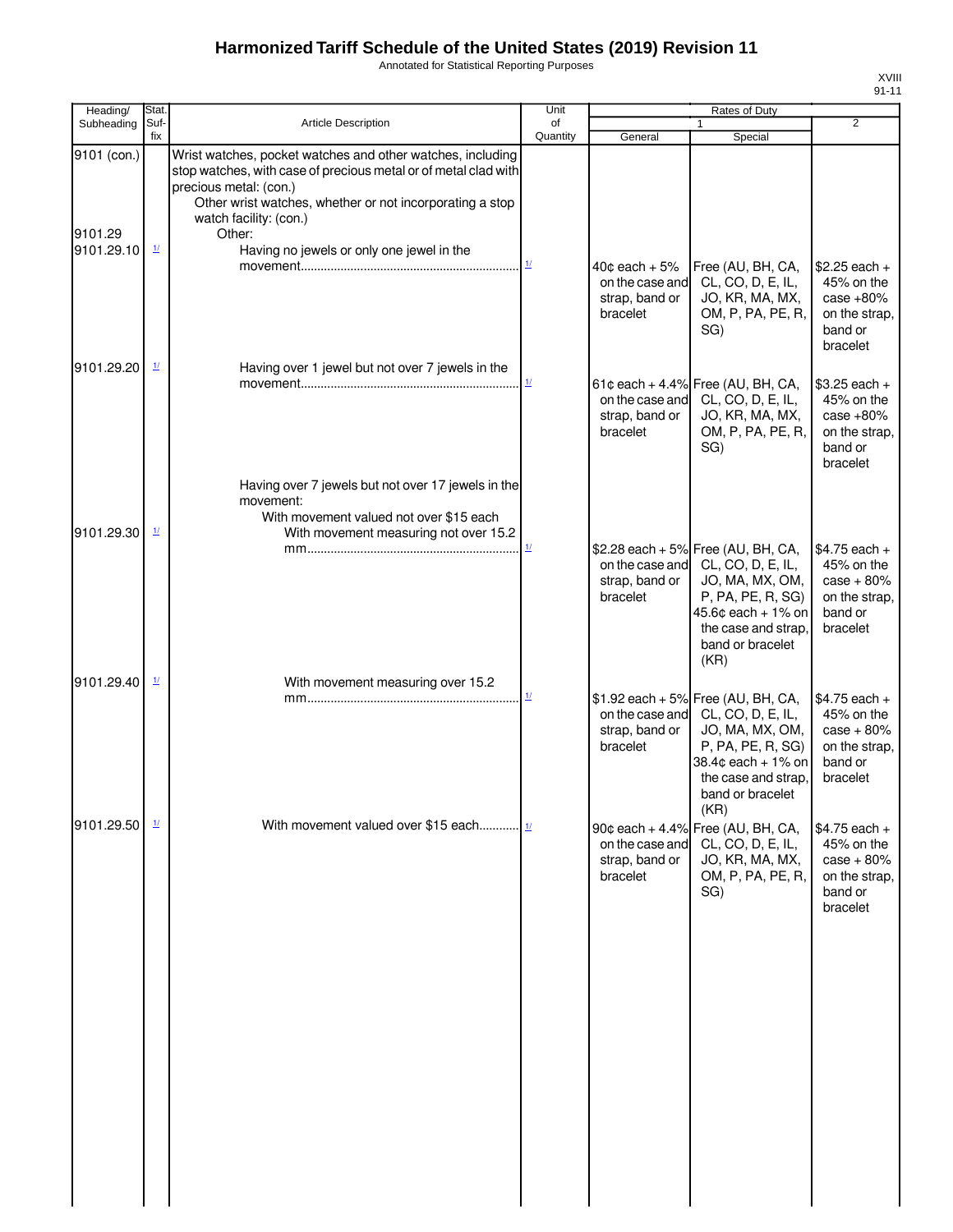# Harmonized Tariff Schedule of the United States (2019) Revision 11

Annotated for Statistical Reporting Purposes

XVIII
91-11

| Heading/ Subheading | Stat. Suf-fix | Article Description | Unit of Quantity | Rates of Duty 1 General | Rates of Duty 1 Special | Rates of Duty 2 |
|---|---|---|---|---|---|---|
| 9101 (con.) | | Wrist watches, pocket watches and other watches, including stop watches, with case of precious metal or of metal clad with precious metal: (con.) | | | | |
| | | Other wrist watches, whether or not incorporating a stop watch facility: (con.) | | | | |
| 9101.29 | | Other: | | | | |
| 9101.29.10 | 1/ | Having no jewels or only one jewel in the movement........................................................ | 1/ | 40¢ each + 5% on the case and strap, band or bracelet | Free (AU, BH, CA, CL, CO, D, E, IL, JO, KR, MA, MX, OM, P, PA, PE, R, SG) | $2.25 each + 45% on the case +80% on the strap, band or bracelet |
| 9101.29.20 | 1/ | Having over 1 jewel but not over 7 jewels in the movement........................................................ | 1/ | 61¢ each + 4.4% on the case and strap, band or bracelet | Free (AU, BH, CA, CL, CO, D, E, IL, JO, KR, MA, MX, OM, P, PA, PE, R, SG) | $3.25 each + 45% on the case +80% on the strap, band or bracelet |
| | | Having over 7 jewels but not over 17 jewels in the movement: | | | | |
| | | With movement valued not over $15 each | | | | |
| 9101.29.30 | 1/ | With movement measuring not over 15.2 mm........................................................ | 1/ | $2.28 each + 5% on the case and strap, band or bracelet | Free (AU, BH, CA, CL, CO, D, E, IL, JO, MA, MX, OM, P, PA, PE, R, SG) 45.6¢ each + 1% on the case and strap, band or bracelet (KR) | $4.75 each + 45% on the case + 80% on the strap, band or bracelet |
| 9101.29.40 | 1/ | With movement measuring over 15.2 mm........................................................ | 1/ | $1.92 each + 5% on the case and strap, band or bracelet | Free (AU, BH, CA, CL, CO, D, E, IL, JO, MA, MX, OM, P, PA, PE, R, SG) 38.4¢ each + 1% on the case and strap, band or bracelet (KR) | $4.75 each + 45% on the case + 80% on the strap, band or bracelet |
| 9101.29.50 | 1/ | With movement valued over $15 each............ | 1/ | 90¢ each + 4.4% on the case and strap, band or bracelet | Free (AU, BH, CA, CL, CO, D, E, IL, JO, KR, MA, MX, OM, P, PA, PE, R, SG) | $4.75 each + 45% on the case + 80% on the strap, band or bracelet |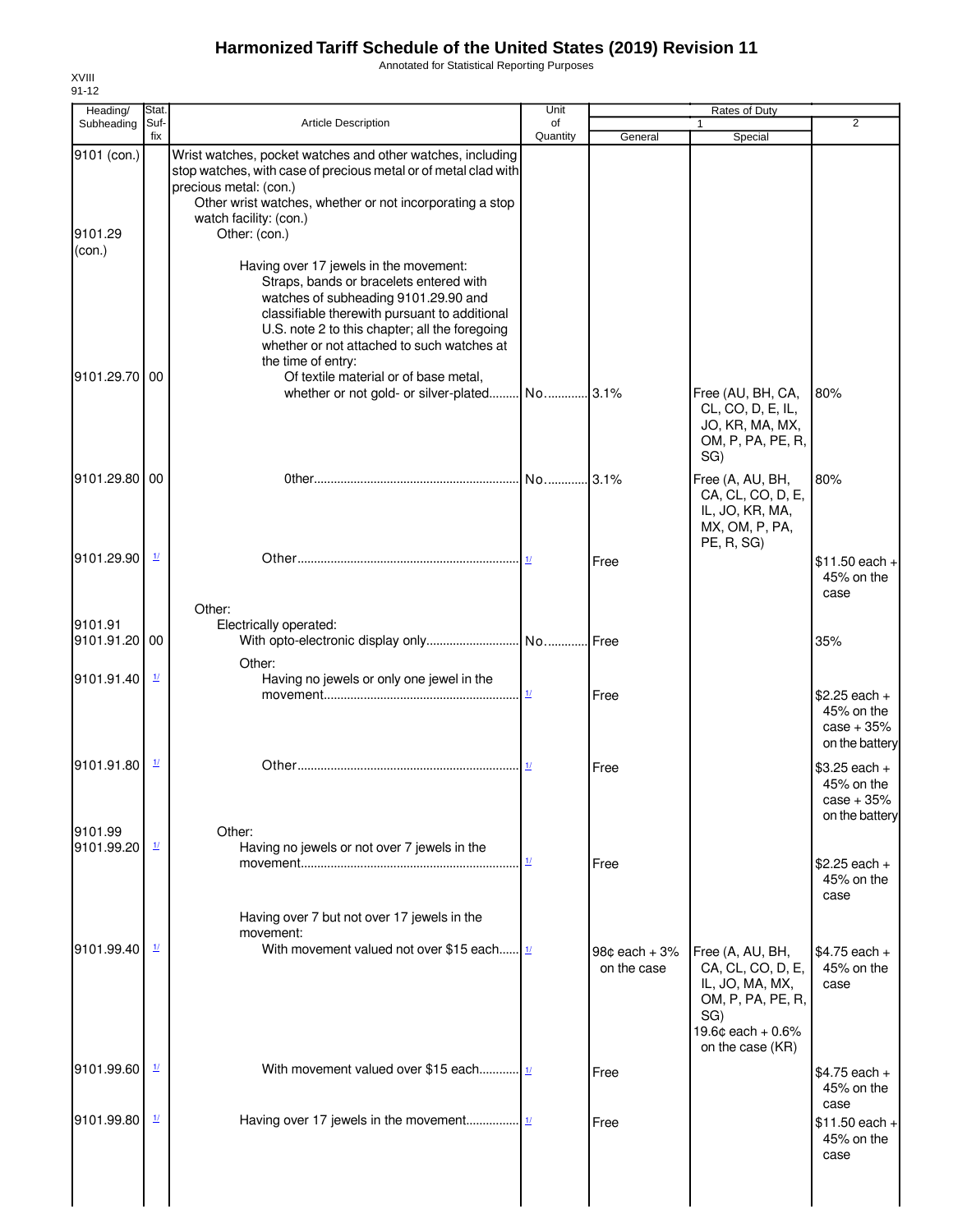# Harmonized Tariff Schedule of the United States (2019) Revision 11

Annotated for Statistical Reporting Purposes

XVIII
91-12

| Heading/ Subheading | Stat. Suf- fix | Article Description | Unit of Quantity | Rates of Duty 1 General | Rates of Duty 1 Special | Rates of Duty 2 |
|---|---|---|---|---|---|---|
| 9101 (con.) | | Wrist watches, pocket watches and other watches, including stop watches, with case of precious metal or of metal clad with precious metal: (con.) | | | | |
| | | Other wrist watches, whether or not incorporating a stop watch facility: (con.) | | | | |
| 9101.29 (con.) | | Other: (con.) | | | | |
| | | Having over 17 jewels in the movement: | | | | |
| | | Straps, bands or bracelets entered with watches of subheading 9101.29.90 and classifiable therewith pursuant to additional U.S. note 2 to this chapter; all the foregoing whether or not attached to such watches at the time of entry: | | | | |
| 9101.29.70 | 00 | Of textile material or of base metal, whether or not gold- or silver-plated | No. | 3.1% | Free (AU, BH, CA, CL, CO, D, E, IL, JO, KR, MA, MX, OM, P, PA, PE, R, SG) | 80% |
| 9101.29.80 | 00 | 0ther | No. | 3.1% | Free (A, AU, BH, CA, CL, CO, D, E, IL, JO, KR, MA, MX, OM, P, PA, PE, R, SG) | 80% |
| 9101.29.90 | 1/ | Other | 1/ | Free | | $11.50 each + 45% on the case |
| | | Other: | | | | |
| 9101.91 | | Electrically operated: | | | | |
| 9101.91.20 | 00 | With opto-electronic display only | No. | Free | | 35% |
| | | Other: | | | | |
| 9101.91.40 | 1/ | Having no jewels or only one jewel in the movement | 1/ | Free | | $2.25 each + 45% on the case + 35% on the battery |
| 9101.91.80 | 1/ | Other | 1/ | Free | | $3.25 each + 45% on the case + 35% on the battery |
| 9101.99 | | Other: | | | | |
| 9101.99.20 | 1/ | Having no jewels or not over 7 jewels in the movement | 1/ | Free | | $2.25 each + 45% on the case |
| | | Having over 7 but not over 17 jewels in the movement: | | | | |
| 9101.99.40 | 1/ | With movement valued not over $15 each | 1/ | 98¢ each + 3% on the case | Free (A, AU, BH, CA, CL, CO, D, E, IL, JO, MA, MX, OM, P, PA, PE, R, SG) 19.6¢ each + 0.6% on the case (KR) | $4.75 each + 45% on the case |
| 9101.99.60 | 1/ | With movement valued over $15 each | 1/ | Free | | $4.75 each + 45% on the case |
| 9101.99.80 | 1/ | Having over 17 jewels in the movement | 1/ | Free | | $11.50 each + 45% on the case |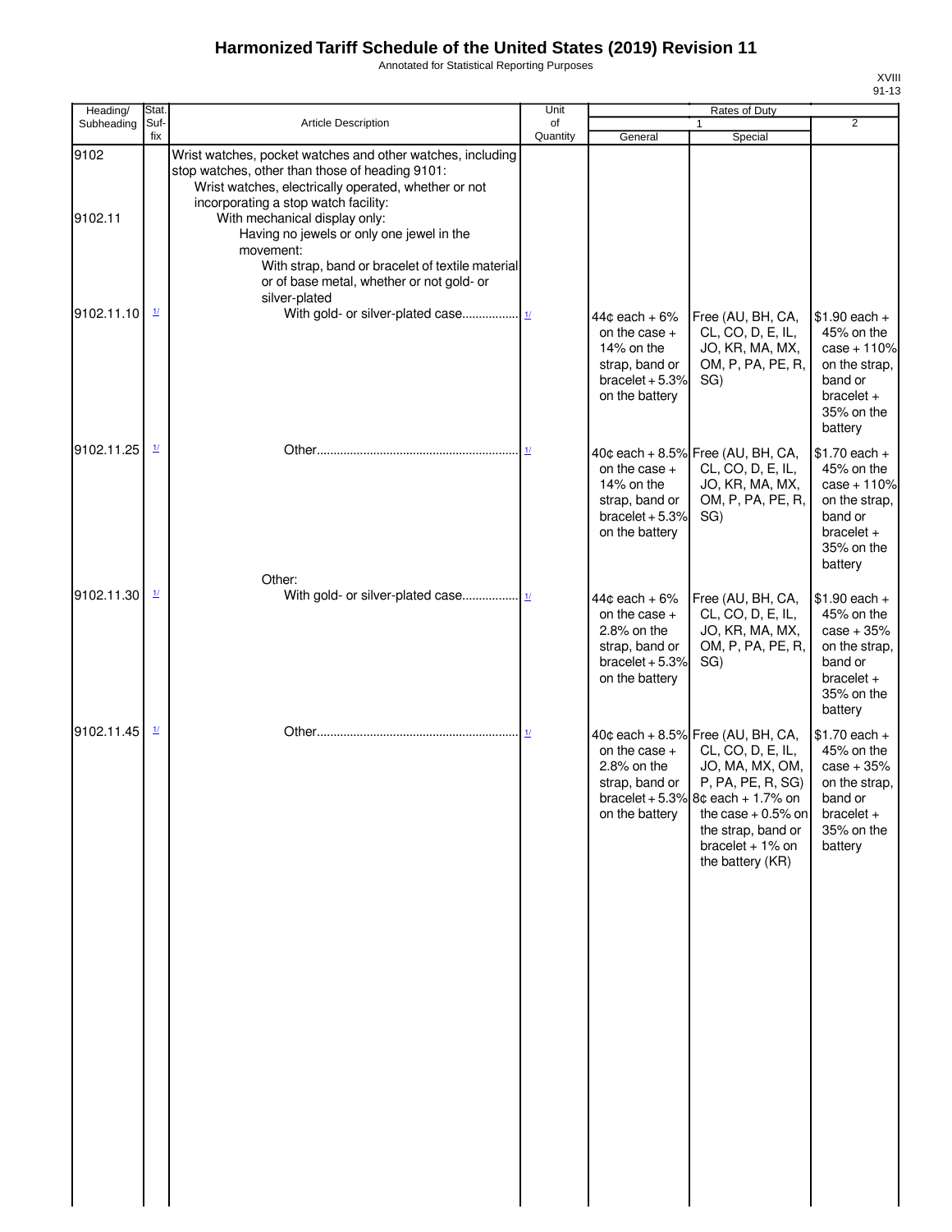# Harmonized Tariff Schedule of the United States (2019) Revision 11

Annotated for Statistical Reporting Purposes

XVIII
91-13

| Heading/ Subheading | Stat. Suf- fix | Article Description | Unit of Quantity | Rates of Duty 1 General | Special | 2 |
|---|---|---|---|---|---|---|
| 9102 | | Wrist watches, pocket watches and other watches, including stop watches, other than those of heading 9101: | | | | |
| | | Wrist watches, electrically operated, whether or not incorporating a stop watch facility: | | | | |
| 9102.11 | | With mechanical display only: | | | | |
| | | Having no jewels or only one jewel in the movement: | | | | |
| | | With strap, band or bracelet of textile material or of base metal, whether or not gold- or silver-plated | | | | |
| 9102.11.10 | 1/ | With gold- or silver-plated case................. | 1/ | 44¢ each + 6% on the case + 14% on the strap, band or bracelet + 5.3% on the battery | Free (AU, BH, CA, CL, CO, D, E, IL, JO, KR, MA, MX, OM, P, PA, PE, R, SG) | $1.90 each + 45% on the case + 110% on the strap, band or bracelet + 35% on the battery |
| 9102.11.25 | 1/ | Other............................................................. | 1/ | 40¢ each + 8.5% on the case + 14% on the strap, band or bracelet + 5.3% on the battery | Free (AU, BH, CA, CL, CO, D, E, IL, JO, KR, MA, MX, OM, P, PA, PE, R, SG) | $1.70 each + 45% on the case + 110% on the strap, band or bracelet + 35% on the battery |
| | | Other: | | | | |
| 9102.11.30 | 1/ | With gold- or silver-plated case................. | 1/ | 44¢ each + 6% on the case + 2.8% on the strap, band or bracelet + 5.3% on the battery | Free (AU, BH, CA, CL, CO, D, E, IL, JO, KR, MA, MX, OM, P, PA, PE, R, SG) | $1.90 each + 45% on the case + 35% on the strap, band or bracelet + 35% on the battery |
| 9102.11.45 | 1/ | Other............................................................. | 1/ | 40¢ each + 8.5% on the case + 2.8% on the strap, band or bracelet + 5.3% on the battery | Free (AU, BH, CA, CL, CO, D, E, IL, JO, MA, MX, OM, P, PA, PE, R, SG) 8¢ each + 1.7% on the case + 0.5% on the strap, band or bracelet + 1% on the battery (KR) | $1.70 each + 45% on the case + 35% on the strap, band or bracelet + 35% on the battery |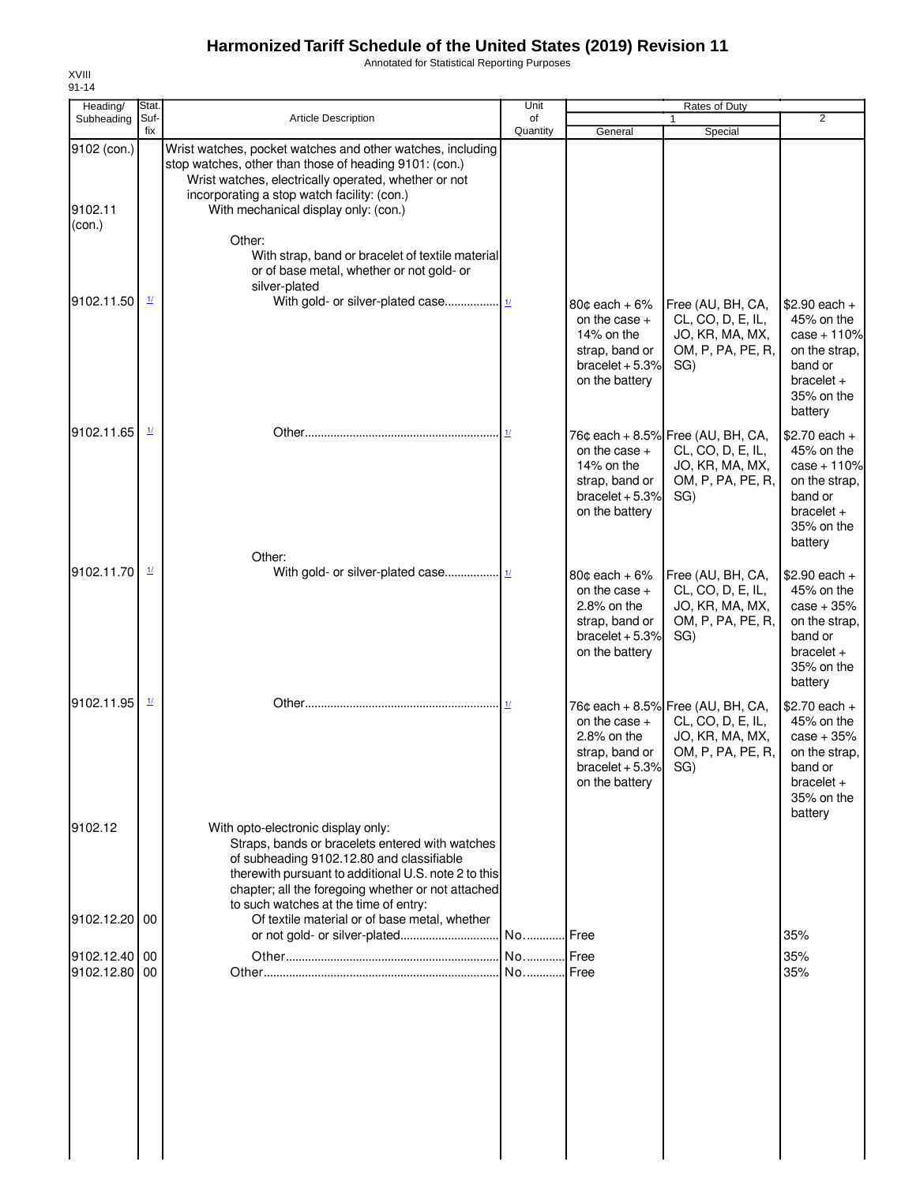# Harmonized Tariff Schedule of the United States (2019) Revision 11

Annotated for Statistical Reporting Purposes

XVIII
91-14

| Heading/ Subheading | Stat. Suf- fix | Article Description | Unit of Quantity | Rates of Duty 1 General | Special | 2 |
|---|---|---|---|---|---|---|
| 9102 (con.) | | Wrist watches, pocket watches and other watches, including stop watches, other than those of heading 9101: (con.) | | | | |
| | | Wrist watches, electrically operated, whether or not incorporating a stop watch facility: (con.) | | | | |
| 9102.11 (con.) | | With mechanical display only: (con.) | | | | |
| | | Other: | | | | |
| | | With strap, band or bracelet of textile material or of base metal, whether or not gold- or silver-plated | | | | |
| 9102.11.50 | 1/ | With gold- or silver-plated case................. | 1/ | 80¢ each + 6% on the case + 14% on the strap, band or bracelet + 5.3% on the battery | Free (AU, BH, CA, CL, CO, D, E, IL, JO, KR, MA, MX, OM, P, PA, PE, R, SG) | $2.90 each + 45% on the case + 110% on the strap, band or bracelet + 35% on the battery |
| 9102.11.65 | 1/ | Other............................................................. | 1/ | 76¢ each + 8.5% on the case + 14% on the strap, band or bracelet + 5.3% on the battery | Free (AU, BH, CA, CL, CO, D, E, IL, JO, KR, MA, MX, OM, P, PA, PE, R, SG) | $2.70 each + 45% on the case + 110% on the strap, band or bracelet + 35% on the battery |
| | | Other: | | | | |
| 9102.11.70 | 1/ | With gold- or silver-plated case................. | 1/ | 80¢ each + 6% on the case + 2.8% on the strap, band or bracelet + 5.3% on the battery | Free (AU, BH, CA, CL, CO, D, E, IL, JO, KR, MA, MX, OM, P, PA, PE, R, SG) | $2.90 each + 45% on the case + 35% on the strap, band or bracelet + 35% on the battery |
| 9102.11.95 | 1/ | Other............................................................. | 1/ | 76¢ each + 8.5% on the case + 2.8% on the strap, band or bracelet + 5.3% on the battery | Free (AU, BH, CA, CL, CO, D, E, IL, JO, KR, MA, MX, OM, P, PA, PE, R, SG) | $2.70 each + 45% on the case + 35% on the strap, band or bracelet + 35% on the battery |
| 9102.12 | | With opto-electronic display only: | | | | |
| | | Straps, bands or bracelets entered with watches of subheading 9102.12.80 and classifiable therewith pursuant to additional U.S. note 2 to this chapter; all the foregoing whether or not attached to such watches at the time of entry: | | | | |
| 9102.12.20 | 00 | Of textile material or of base metal, whether or not gold- or silver-plated.............................. | No............ | Free | | 35% |
| 9102.12.40 | 00 | Other.................................................................. | No............ | Free | | 35% |
| 9102.12.80 | 00 | Other......................................................................... | No............ | Free | | 35% |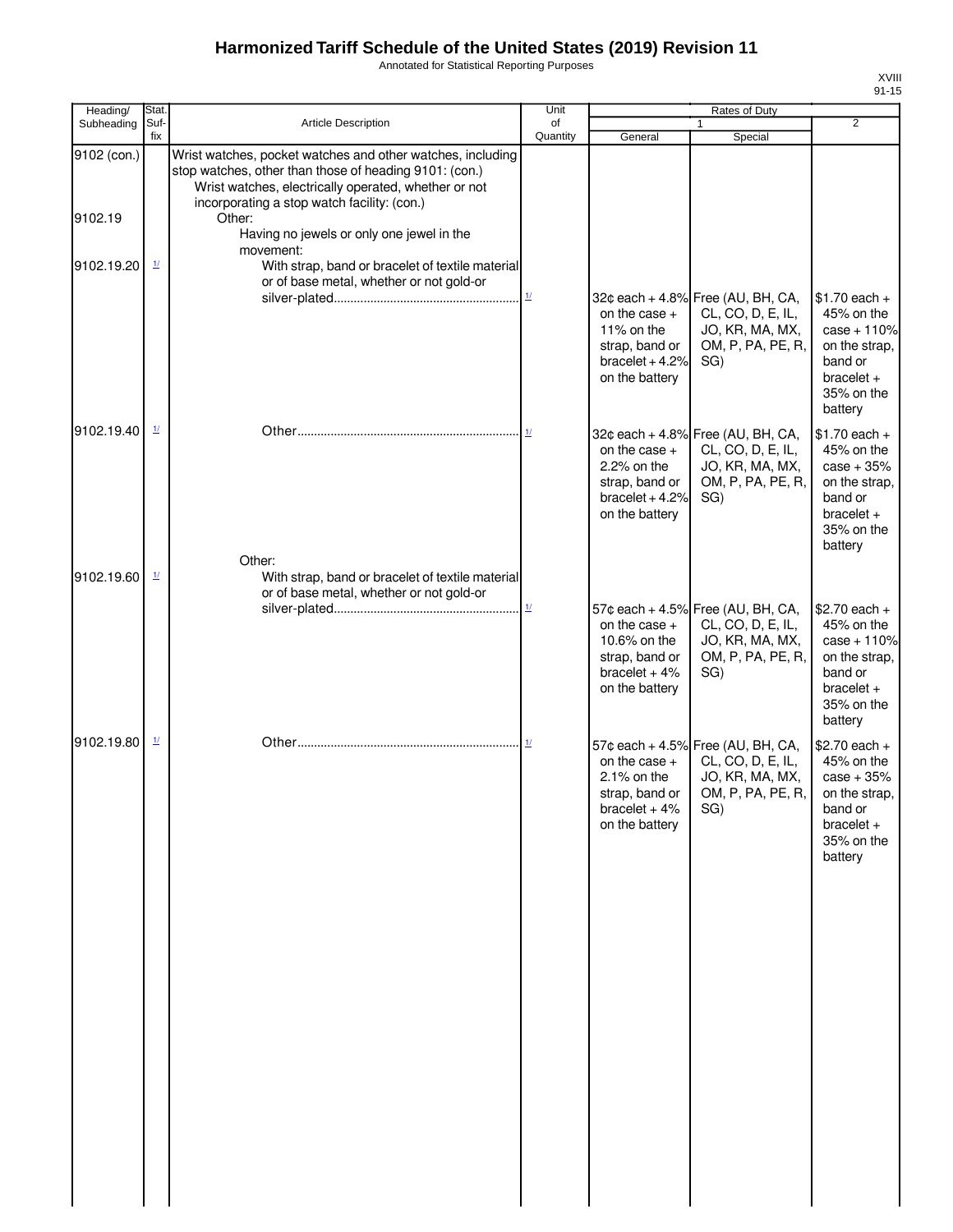# Harmonized Tariff Schedule of the United States (2019) Revision 11

Annotated for Statistical Reporting Purposes

XVIII
91-15

| Heading/ Subheading | Stat. Suf- fix | Article Description | Unit of Quantity | Rates of Duty 1 General | Special | 2 |
|---|---|---|---|---|---|---|
| 9102 (con.) | | Wrist watches, pocket watches and other watches, including stop watches, other than those of heading 9101: (con.) | | | | |
| | | Wrist watches, electrically operated, whether or not incorporating a stop watch facility: (con.) | | | | |
| 9102.19 | | Other: | | | | |
| | | Having no jewels or only one jewel in the movement: | | | | |
| 9102.19.20 | 1/ | With strap, band or bracelet of textile material or of base metal, whether or not gold-or silver-plated | 1/ | 32¢ each + 4.8% on the case + 11% on the strap, band or bracelet + 4.2% on the battery | Free (AU, BH, CA, CL, CO, D, E, IL, JO, KR, MA, MX, OM, P, PA, PE, R, SG) | $1.70 each + 45% on the case + 110% on the strap, band or bracelet + 35% on the battery |
| 9102.19.40 | 1/ | Other | 1/ | 32¢ each + 4.8% on the case + 2.2% on the strap, band or bracelet + 4.2% on the battery | Free (AU, BH, CA, CL, CO, D, E, IL, JO, KR, MA, MX, OM, P, PA, PE, R, SG) | $1.70 each + 45% on the case + 35% on the strap, band or bracelet + 35% on the battery |
| | | Other: | | | | |
| 9102.19.60 | 1/ | With strap, band or bracelet of textile material or of base metal, whether or not gold-or silver-plated | 1/ | 57¢ each + 4.5% on the case + 10.6% on the strap, band or bracelet + 4% on the battery | Free (AU, BH, CA, CL, CO, D, E, IL, JO, KR, MA, MX, OM, P, PA, PE, R, SG) | $2.70 each + 45% on the case + 110% on the strap, band or bracelet + 35% on the battery |
| 9102.19.80 | 1/ | Other | 1/ | 57¢ each + 4.5% on the case + 2.1% on the strap, band or bracelet + 4% on the battery | Free (AU, BH, CA, CL, CO, D, E, IL, JO, KR, MA, MX, OM, P, PA, PE, R, SG) | $2.70 each + 45% on the case + 35% on the strap, band or bracelet + 35% on the battery |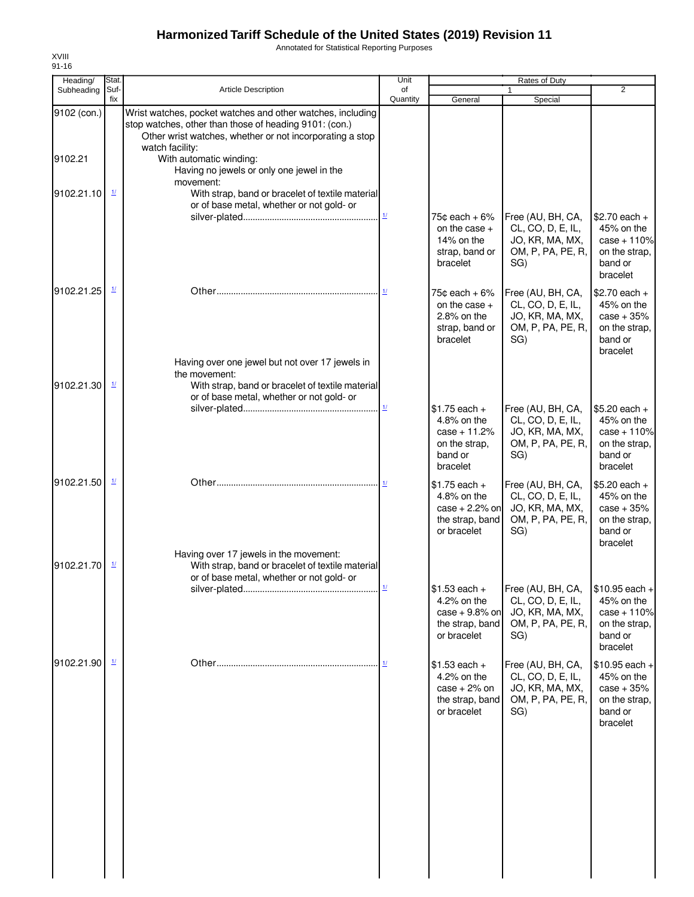# Harmonized Tariff Schedule of the United States (2019) Revision 11

Annotated for Statistical Reporting Purposes

XVIII
91-16

| Heading/ Subheading | Stat. Suf- fix | Article Description | Unit of Quantity | Rates of Duty 1 General | Special | 2 |
|---|---|---|---|---|---|---|
| 9102 (con.) | | Wrist watches, pocket watches and other watches, including stop watches, other than those of heading 9101: (con.) | | | | |
| | | Other wrist watches, whether or not incorporating a stop watch facility: | | | | |
| 9102.21 | | With automatic winding: | | | | |
| | | Having no jewels or only one jewel in the movement: | | | | |
| 9102.21.10 | 1/ | With strap, band or bracelet of textile material or of base metal, whether or not gold- or silver-plated | 1/ | 75¢ each + 6% on the case + 14% on the strap, band or bracelet | Free (AU, BH, CA, CL, CO, D, E, IL, JO, KR, MA, MX, OM, P, PA, PE, R, SG) | $2.70 each + 45% on the case + 110% on the strap, band or bracelet |
| 9102.21.25 | 1/ | Other | 1/ | 75¢ each + 6% on the case + 2.8% on the strap, band or bracelet | Free (AU, BH, CA, CL, CO, D, E, IL, JO, KR, MA, MX, OM, P, PA, PE, R, SG) | $2.70 each + 45% on the case + 35% on the strap, band or bracelet |
| | | Having over one jewel but not over 17 jewels in the movement: | | | | |
| 9102.21.30 | 1/ | With strap, band or bracelet of textile material or of base metal, whether or not gold- or silver-plated | 1/ | $1.75 each + 4.8% on the case + 11.2% on the strap, band or bracelet | Free (AU, BH, CA, CL, CO, D, E, IL, JO, KR, MA, MX, OM, P, PA, PE, R, SG) | $5.20 each + 45% on the case + 110% on the strap, band or bracelet |
| 9102.21.50 | 1/ | Other | 1/ | $1.75 each + 4.8% on the case + 2.2% on the strap, band or bracelet | Free (AU, BH, CA, CL, CO, D, E, IL, JO, KR, MA, MX, OM, P, PA, PE, R, SG) | $5.20 each + 45% on the case + 35% on the strap, band or bracelet |
| | | Having over 17 jewels in the movement: | | | | |
| 9102.21.70 | 1/ | With strap, band or bracelet of textile material or of base metal, whether or not gold- or silver-plated | 1/ | $1.53 each + 4.2% on the case + 9.8% on the strap, band or bracelet | Free (AU, BH, CA, CL, CO, D, E, IL, JO, KR, MA, MX, OM, P, PA, PE, R, SG) | $10.95 each + 45% on the case + 110% on the strap, band or bracelet |
| 9102.21.90 | 1/ | Other | 1/ | $1.53 each + 4.2% on the case + 2% on the strap, band or bracelet | Free (AU, BH, CA, CL, CO, D, E, IL, JO, KR, MA, MX, OM, P, PA, PE, R, SG) | $10.95 each + 45% on the case + 35% on the strap, band or bracelet |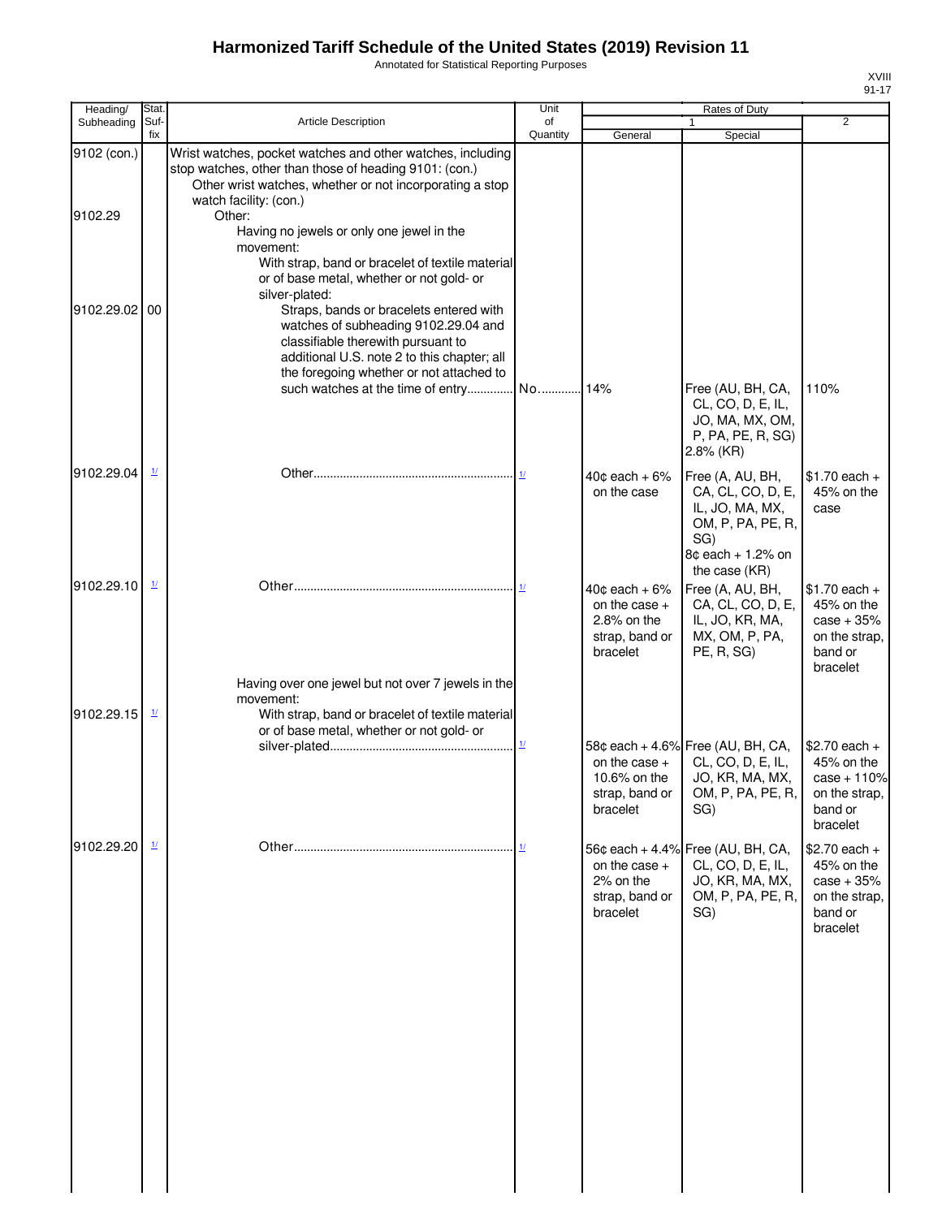# Harmonized Tariff Schedule of the United States (2019) Revision 11

Annotated for Statistical Reporting Purposes

XVIII
91-17

| Heading/ Subheading | Stat. Suf- fix | Article Description | Unit of Quantity | Rates of Duty 1 General | Special | 2 |
|---|---|---|---|---|---|---|
| 9102 (con.) | | Wrist watches, pocket watches and other watches, including stop watches, other than those of heading 9101: (con.) | | | | |
| | | Other wrist watches, whether or not incorporating a stop watch facility: (con.) | | | | |
| 9102.29 | | Other: | | | | |
| | | Having no jewels or only one jewel in the movement: | | | | |
| | | With strap, band or bracelet of textile material or of base metal, whether or not gold- or silver-plated: | | | | |
| 9102.29.02 | 00 | Straps, bands or bracelets entered with watches of subheading 9102.29.04 and classifiable therewith pursuant to additional U.S. note 2 to this chapter; all the foregoing whether or not attached to such watches at the time of entry | No. | 14% | Free (AU, BH, CA, CL, CO, D, E, IL, JO, MA, MX, OM, P, PA, PE, R, SG) 2.8% (KR) | 110% |
| 9102.29.04 | 1/ | Other | 1/ | 40¢ each + 6% on the case | Free (A, AU, BH, CA, CL, CO, D, E, IL, JO, MA, MX, OM, P, PA, PE, R, SG) 8¢ each + 1.2% on the case (KR) | $1.70 each + 45% on the case |
| 9102.29.10 | 1/ | Other | 1/ | 40¢ each + 6% on the case + 2.8% on the strap, band or bracelet | Free (A, AU, BH, CA, CL, CO, D, E, IL, JO, KR, MA, MX, OM, P, PA, PE, R, SG) | $1.70 each + 45% on the case + 35% on the strap, band or bracelet |
| | | Having over one jewel but not over 7 jewels in the movement: | | | | |
| 9102.29.15 | 1/ | With strap, band or bracelet of textile material or of base metal, whether or not gold- or silver-plated | 1/ | 58¢ each + 4.6% on the case + 10.6% on the strap, band or bracelet | Free (AU, BH, CA, CL, CO, D, E, IL, JO, KR, MA, MX, OM, P, PA, PE, R, SG) | $2.70 each + 45% on the case + 110% on the strap, band or bracelet |
| 9102.29.20 | 1/ | Other | 1/ | 56¢ each + 4.4% on the case + 2% on the strap, band or bracelet | Free (AU, BH, CA, CL, CO, D, E, IL, JO, KR, MA, MX, OM, P, PA, PE, R, SG) | $2.70 each + 45% on the case + 35% on the strap, band or bracelet |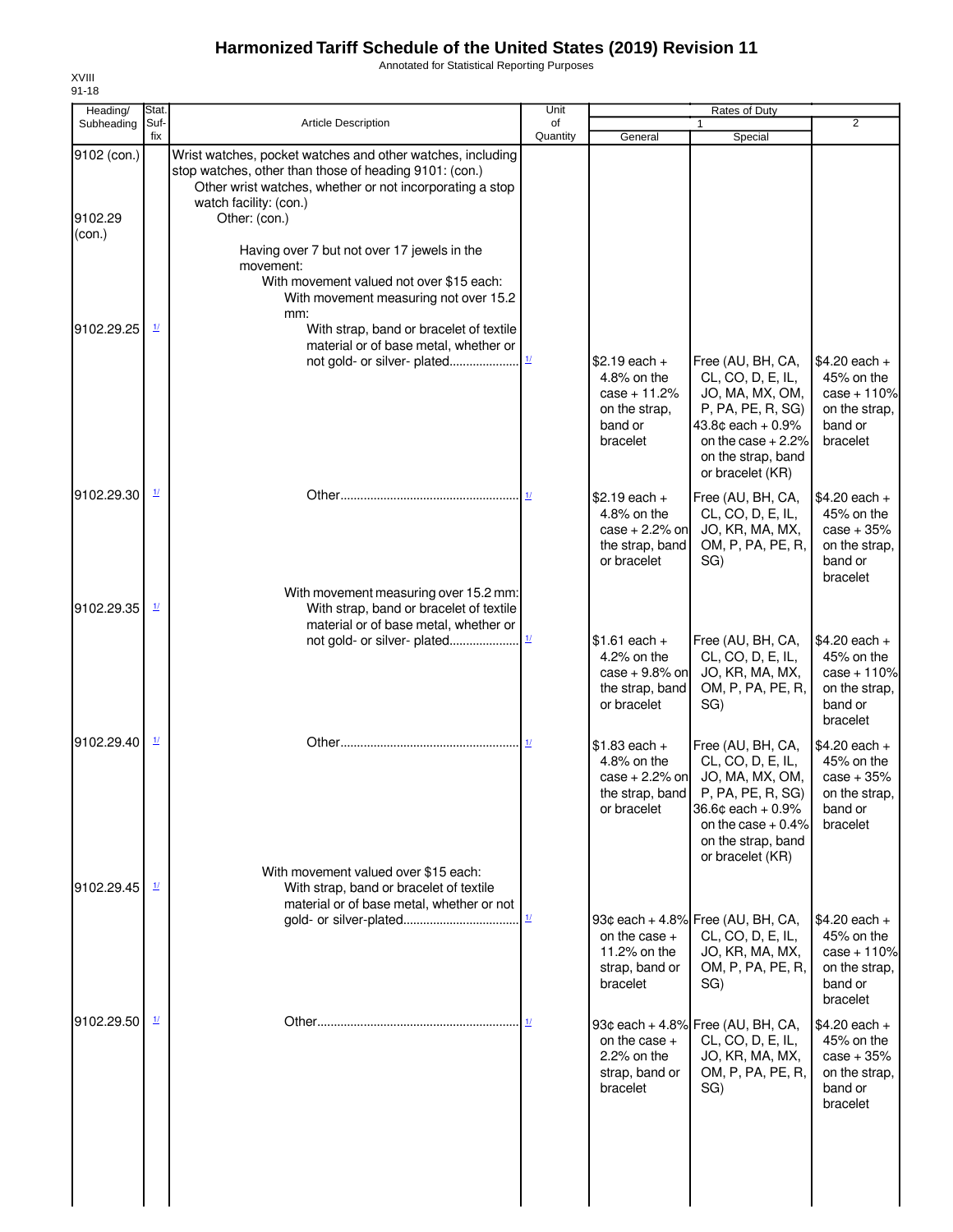# Harmonized Tariff Schedule of the United States (2019) Revision 11

Annotated for Statistical Reporting Purposes

XVIII
91-18

| Heading/ Subheading | Stat. Suf- fix | Article Description | Unit of Quantity | Rates of Duty 1 General | Special | 2 |
|---|---|---|---|---|---|---|
| 9102 (con.) | | Wrist watches, pocket watches and other watches, including stop watches, other than those of heading 9101: (con.) | | | | |
| | | Other wrist watches, whether or not incorporating a stop watch facility: (con.) | | | | |
| 9102.29 (con.) | | Other: (con.) | | | | |
| | | Having over 7 but not over 17 jewels in the movement: | | | | |
| | | With movement valued not over $15 each: | | | | |
| | | With movement measuring not over 15.2 mm: | | | | |
| 9102.29.25 | 1/ | With strap, band or bracelet of textile material or of base metal, whether or not gold- or silver- plated | 1/ | $2.19 each + 4.8% on the case + 11.2% on the strap, band or bracelet | Free (AU, BH, CA, CL, CO, D, E, IL, JO, MA, MX, OM, P, PA, PE, R, SG) 43.8¢ each + 0.9% on the case + 2.2% on the strap, band or bracelet (KR) | $4.20 each + 45% on the case + 110% on the strap, band or bracelet |
| 9102.29.30 | 1/ | Other | 1/ | $2.19 each + 4.8% on the case + 2.2% on the strap, band or bracelet | Free (AU, BH, CA, CL, CO, D, E, IL, JO, KR, MA, MX, OM, P, PA, PE, R, SG) | $4.20 each + 45% on the case + 35% on the strap, band or bracelet |
| | | With movement measuring over 15.2 mm: | | | | |
| 9102.29.35 | 1/ | With strap, band or bracelet of textile material or of base metal, whether or not gold- or silver- plated | 1/ | $1.61 each + 4.2% on the case + 9.8% on the strap, band or bracelet | Free (AU, BH, CA, CL, CO, D, E, IL, JO, KR, MA, MX, OM, P, PA, PE, R, SG) | $4.20 each + 45% on the case + 110% on the strap, band or bracelet |
| 9102.29.40 | 1/ | Other | 1/ | $1.83 each + 4.8% on the case + 2.2% on the strap, band or bracelet | Free (AU, BH, CA, CL, CO, D, E, IL, JO, MA, MX, OM, P, PA, PE, R, SG) 36.6¢ each + 0.9% on the case + 0.4% on the strap, band or bracelet (KR) | $4.20 each + 45% on the case + 35% on the strap, band or bracelet |
| | | With movement valued over $15 each: | | | | |
| 9102.29.45 | 1/ | With strap, band or bracelet of textile material or of base metal, whether or not gold- or silver-plated | 1/ | 93¢ each + 4.8% on the case + 11.2% on the strap, band or bracelet | Free (AU, BH, CA, CL, CO, D, E, IL, JO, KR, MA, MX, OM, P, PA, PE, R, SG) | $4.20 each + 45% on the case + 110% on the strap, band or bracelet |
| 9102.29.50 | 1/ | Other | 1/ | 93¢ each + 4.8% on the case + 2.2% on the strap, band or bracelet | Free (AU, BH, CA, CL, CO, D, E, IL, JO, KR, MA, MX, OM, P, PA, PE, R, SG) | $4.20 each + 45% on the case + 35% on the strap, band or bracelet |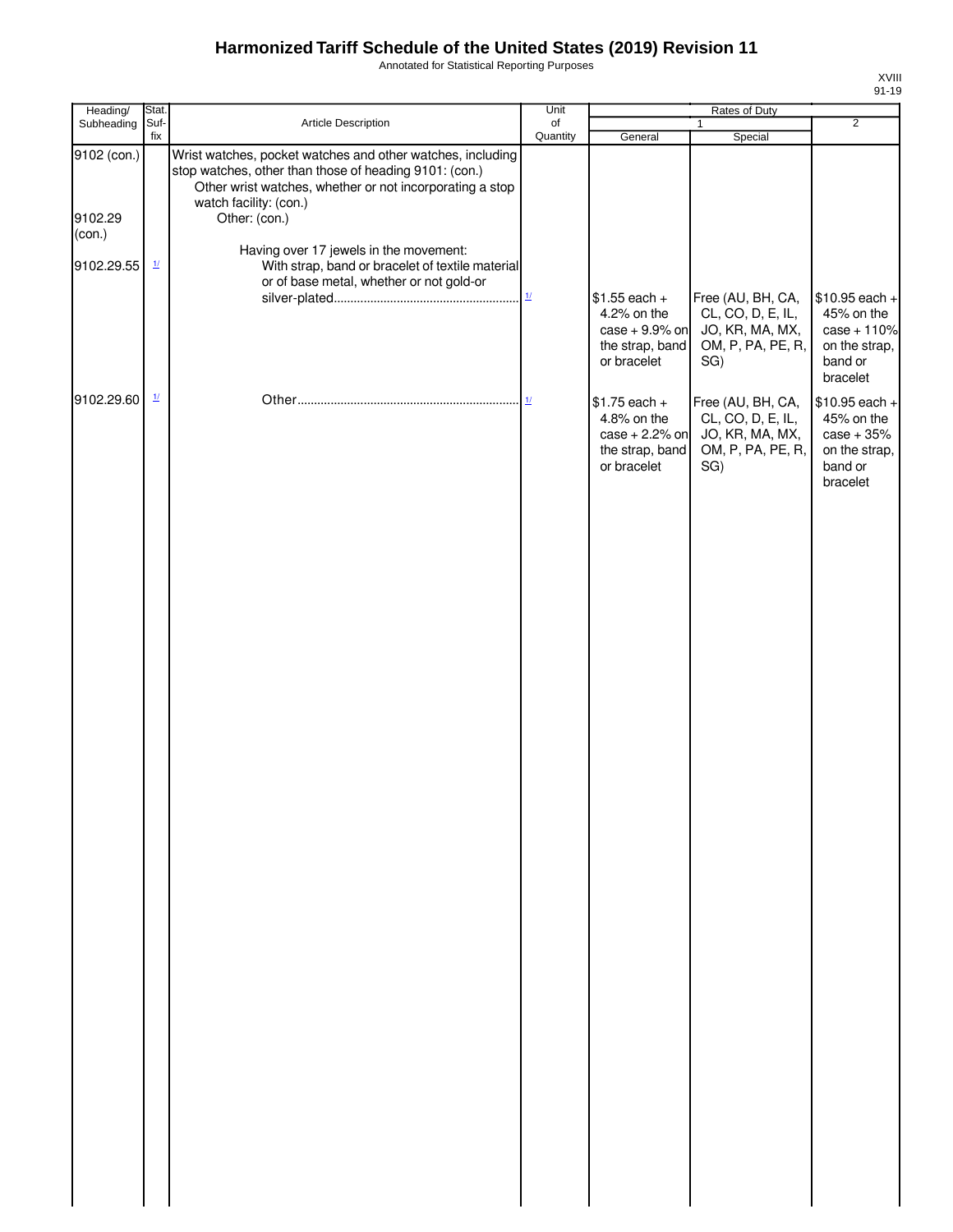# Harmonized Tariff Schedule of the United States (2019) Revision 11

Annotated for Statistical Reporting Purposes

XVIII
91-19

| Heading/ Subheading | Stat. Suf- fix | Article Description | Unit of Quantity | Rates of Duty | | |
|---|---|---|---|---|---|---|
| | | | | 1 | | 2 |
| | | | | General | Special | |
| 9102 (con.) | | Wrist watches, pocket watches and other watches, including stop watches, other than those of heading 9101: (con.) | | | | |
| | | Other wrist watches, whether or not incorporating a stop watch facility: (con.) | | | | |
| 9102.29 (con.) | | Other: (con.) | | | | |
| | | Having over 17 jewels in the movement: | | | | |
| 9102.29.55 | 1/ | With strap, band or bracelet of textile material or of base metal, whether or not gold-or silver-plated | 1/ | $1.55 each + 4.2% on the case + 9.9% on the strap, band or bracelet | Free (AU, BH, CA, CL, CO, D, E, IL, JO, KR, MA, MX, OM, P, PA, PE, R, SG) | $10.95 each + 45% on the case + 110% on the strap, band or bracelet |
| 9102.29.60 | 1/ | Other | 1/ | $1.75 each + 4.8% on the case + 2.2% on the strap, band or bracelet | Free (AU, BH, CA, CL, CO, D, E, IL, JO, KR, MA, MX, OM, P, PA, PE, R, SG) | $10.95 each + 45% on the case + 35% on the strap, band or bracelet |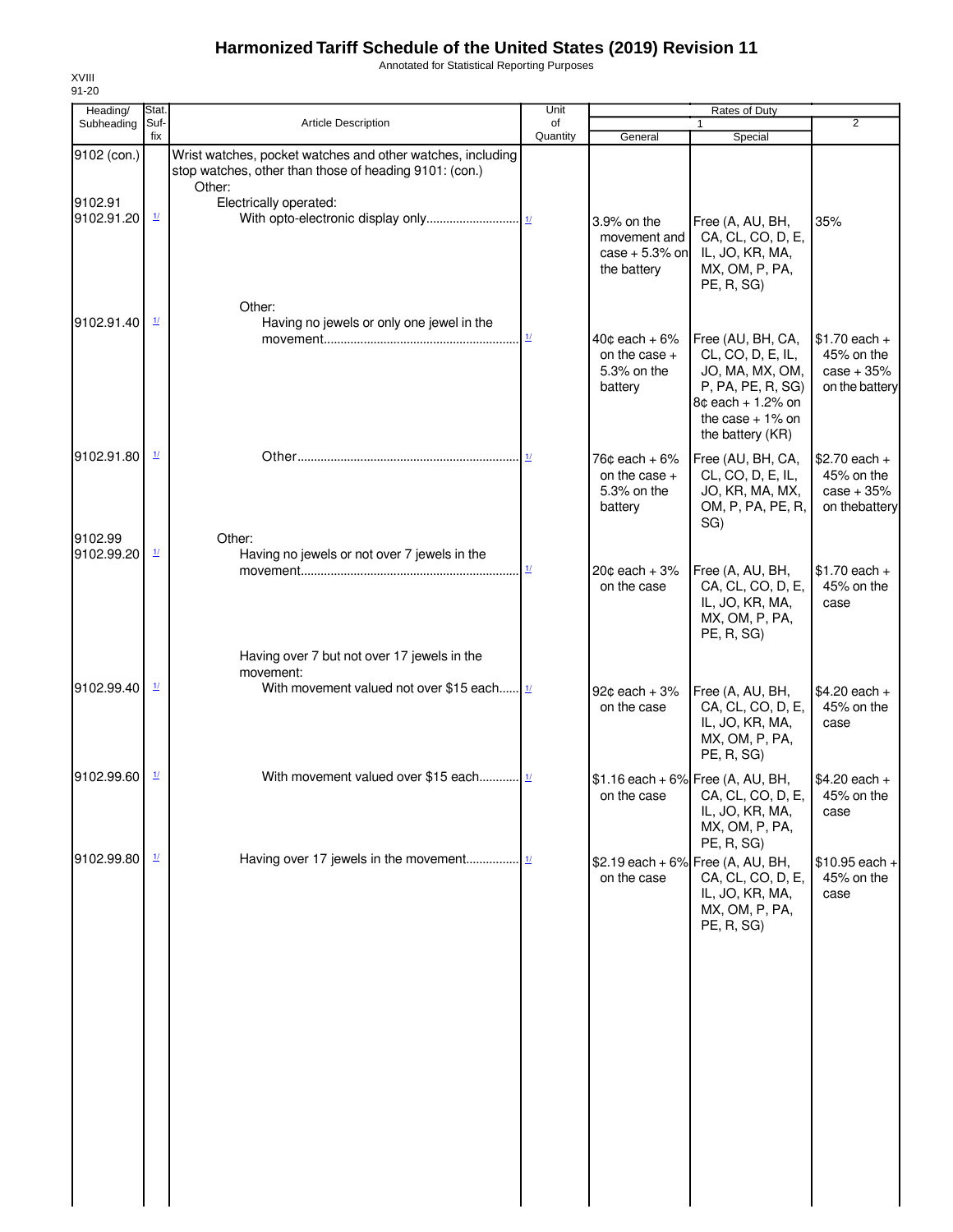# Harmonized Tariff Schedule of the United States (2019) Revision 11

Annotated for Statistical Reporting Purposes

XVIII
91-20

| Heading/ Subheading | Stat. Suf-fix | Article Description | Unit of Quantity | Rates of Duty 1 General | Special | 2 |
|---|---|---|---|---|---|---|
| 9102 (con.) | | Wrist watches, pocket watches and other watches, including stop watches, other than those of heading 9101: (con.) | | | | |
| | | Other: | | | | |
| 9102.91 | | Electrically operated: | | | | |
| 9102.91.20 | 1/ | With opto-electronic display only | 1/ | 3.9% on the movement and case + 5.3% on the battery | Free (A, AU, BH, CA, CL, CO, D, E, IL, JO, KR, MA, MX, OM, P, PA, PE, R, SG) | 35% |
| | | Other: | | | | |
| 9102.91.40 | 1/ | Having no jewels or only one jewel in the movement | 1/ | 40¢ each + 6% on the case + 5.3% on the battery | Free (AU, BH, CA, CL, CO, D, E, IL, JO, MA, MX, OM, P, PA, PE, R, SG) 8¢ each + 1.2% on the case + 1% on the battery (KR) | $1.70 each + 45% on the case + 35% on the battery |
| 9102.91.80 | 1/ | Other | 1/ | 76¢ each + 6% on the case + 5.3% on the battery | Free (AU, BH, CA, CL, CO, D, E, IL, JO, KR, MA, MX, OM, P, PA, PE, R, SG) | $2.70 each + 45% on the case + 35% on thebattery |
| 9102.99 | | Other: | | | | |
| 9102.99.20 | 1/ | Having no jewels or not over 7 jewels in the movement | 1/ | 20¢ each + 3% on the case | Free (A, AU, BH, CA, CL, CO, D, E, IL, JO, KR, MA, MX, OM, P, PA, PE, R, SG) | $1.70 each + 45% on the case |
| | | Having over 7 but not over 17 jewels in the movement: | | | | |
| 9102.99.40 | 1/ | With movement valued not over $15 each | 1/ | 92¢ each + 3% on the case | Free (A, AU, BH, CA, CL, CO, D, E, IL, JO, KR, MA, MX, OM, P, PA, PE, R, SG) | $4.20 each + 45% on the case |
| 9102.99.60 | 1/ | With movement valued over $15 each | 1/ | $1.16 each + 6% on the case | Free (A, AU, BH, CA, CL, CO, D, E, IL, JO, KR, MA, MX, OM, P, PA, PE, R, SG) | $4.20 each + 45% on the case |
| 9102.99.80 | 1/ | Having over 17 jewels in the movement | 1/ | $2.19 each + 6% on the case | Free (A, AU, BH, CA, CL, CO, D, E, IL, JO, KR, MA, MX, OM, P, PA, PE, R, SG) | $10.95 each + 45% on the case |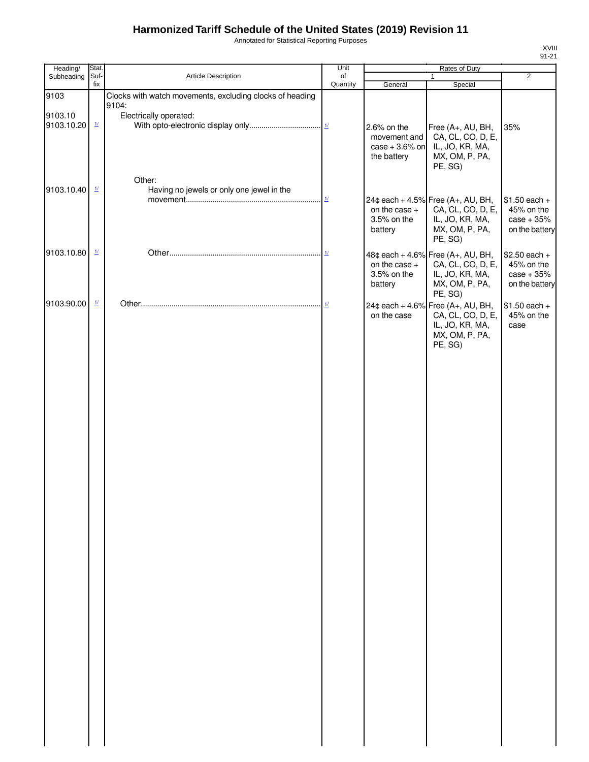# Harmonized Tariff Schedule of the United States (2019) Revision 11

Annotated for Statistical Reporting Purposes

| Heading/ Subheading | Stat. Suf- fix | Article Description | Unit of Quantity | Rates of Duty 1 General | Special | 2 |
|---|---|---|---|---|---|---|
| 9103 | | Clocks with watch movements, excluding clocks of heading 9104: | | | | |
| 9103.10 | | Electrically operated: | | | | |
| 9103.10.20 | 1/ | With opto-electronic display only | 1/ | 2.6% on the movement and case + 3.6% on the battery | Free (A+, AU, BH, CA, CL, CO, D, E, IL, JO, KR, MA, MX, OM, P, PA, PE, SG) | 35% |
| | | Other: | | | | |
| 9103.10.40 | 1/ | Having no jewels or only one jewel in the movement | 1/ | 24¢ each + 4.5% on the case + 3.5% on the battery | Free (A+, AU, BH, CA, CL, CO, D, E, IL, JO, KR, MA, MX, OM, P, PA, PE, SG) | $1.50 each + 45% on the case + 35% on the battery |
| 9103.10.80 | 1/ | Other | 1/ | 48¢ each + 4.6% on the case + 3.5% on the battery | Free (A+, AU, BH, CA, CL, CO, D, E, IL, JO, KR, MA, MX, OM, P, PA, PE, SG) | $2.50 each + 45% on the case + 35% on the battery |
| 9103.90.00 | 1/ | Other | 1/ | 24¢ each + 4.6% on the case | Free (A+, AU, BH, CA, CL, CO, D, E, IL, JO, KR, MA, MX, OM, P, PA, PE, SG) | $1.50 each + 45% on the case |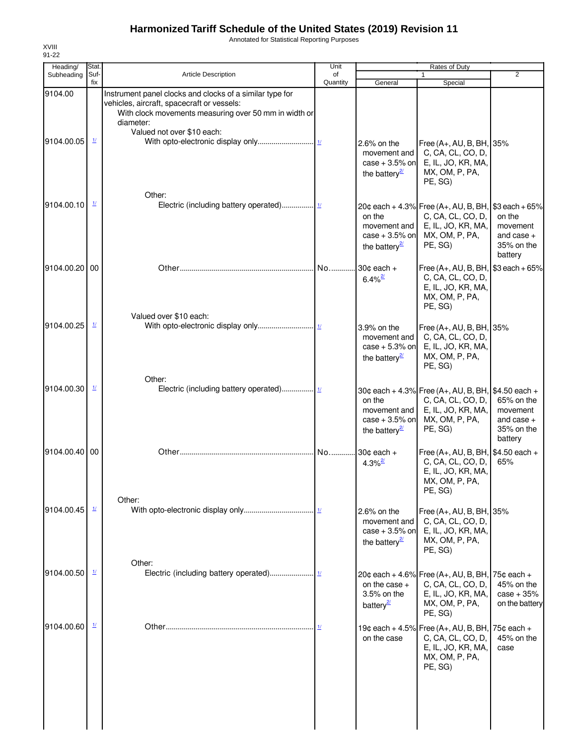# Harmonized Tariff Schedule of the United States (2019) Revision 11

Annotated for Statistical Reporting Purposes

XVIII
91-22

| Heading/ Subheading | Stat. Suf- fix | Article Description | Unit of Quantity | Rates of Duty 1 General | Special | 2 |
|---|---|---|---|---|---|---|
| 9104.00 | | Instrument panel clocks and clocks of a similar type for vehicles, aircraft, spacecraft or vessels: | | | | |
| | | With clock movements measuring over 50 mm in width or diameter: | | | | |
| | | Valued not over $10 each: | | | | |
| 9104.00.05 | 1/ | With opto-electronic display only | 1/ | 2.6% on the movement and case + 3.5% on the battery 2/ | Free (A+, AU, B, BH, C, CA, CL, CO, D, E, IL, JO, KR, MA, MX, OM, P, PA, PE, SG) | 35% |
| | | Other: | | | | |
| 9104.00.10 | 1/ | Electric (including battery operated) | 1/ | 20¢ each + 4.3% on the movement and case + 3.5% on the battery 2/ | Free (A+, AU, B, BH, C, CA, CL, CO, D, E, IL, JO, KR, MA, MX, OM, P, PA, PE, SG) | $3 each + 65% on the movement and case + 35% on the battery |
| 9104.00.20 | 00 | Other | No. | 30¢ each + 6.4% 2/ | Free (A+, AU, B, BH, C, CA, CL, CO, D, E, IL, JO, KR, MA, MX, OM, P, PA, PE, SG) | $3 each + 65% |
| | | Valued over $10 each: | | | | |
| 9104.00.25 | 1/ | With opto-electronic display only | 1/ | 3.9% on the movement and case + 5.3% on the battery 2/ | Free (A+, AU, B, BH, C, CA, CL, CO, D, E, IL, JO, KR, MA, MX, OM, P, PA, PE, SG) | 35% |
| | | Other: | | | | |
| 9104.00.30 | 1/ | Electric (including battery operated) | 1/ | 30¢ each + 4.3% on the movement and case + 3.5% on the battery 2/ | Free (A+, AU, B, BH, C, CA, CL, CO, D, E, IL, JO, KR, MA, MX, OM, P, PA, PE, SG) | $4.50 each + 65% on the movement and case + 35% on the battery |
| 9104.00.40 | 00 | Other | No. | 30¢ each + 4.3% 2/ | Free (A+, AU, B, BH, C, CA, CL, CO, D, E, IL, JO, KR, MA, MX, OM, P, PA, PE, SG) | $4.50 each + 65% |
| | | Other: | | | | |
| 9104.00.45 | 1/ | With opto-electronic display only | 1/ | 2.6% on the movement and case + 3.5% on the battery 2/ | Free (A+, AU, B, BH, C, CA, CL, CO, D, E, IL, JO, KR, MA, MX, OM, P, PA, PE, SG) | 35% |
| | | Other: | | | | |
| 9104.00.50 | 1/ | Electric (including battery operated) | 1/ | 20¢ each + 4.6% on the case + 3.5% on the battery 2/ | Free (A+, AU, B, BH, C, CA, CL, CO, D, E, IL, JO, KR, MA, MX, OM, P, PA, PE, SG) | 75¢ each + 45% on the case + 35% on the battery |
| 9104.00.60 | 1/ | Other | 1/ | 19¢ each + 4.5% on the case | Free (A+, AU, B, BH, C, CA, CL, CO, D, E, IL, JO, KR, MA, MX, OM, P, PA, PE, SG) | 75¢ each + 45% on the case |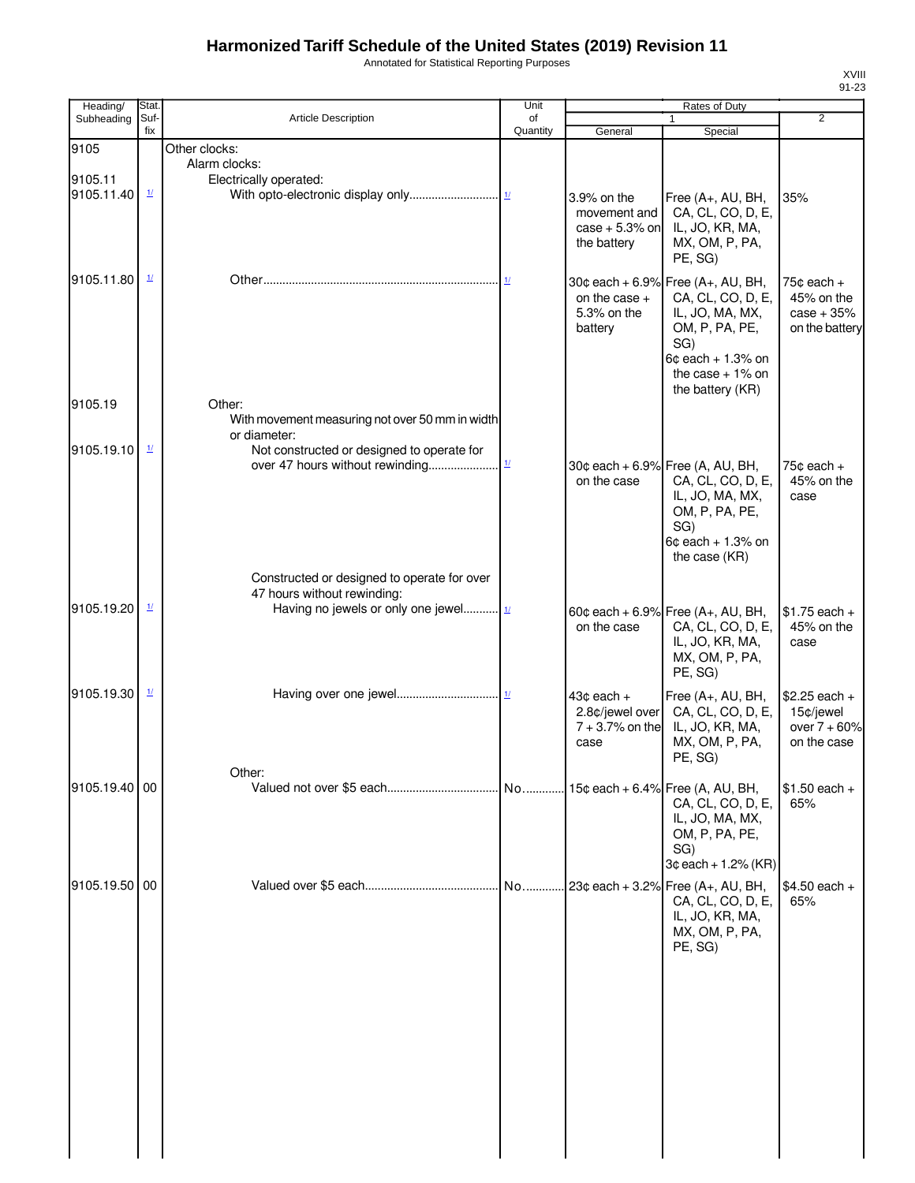# Harmonized Tariff Schedule of the United States (2019) Revision 11

Annotated for Statistical Reporting Purposes

| Heading/ Subheading | Stat. Suf-fix | Article Description | Unit of Quantity | Rates of Duty 1 General | Special | 2 |
|---|---|---|---|---|---|---|
| 9105 | | Other clocks: | | | | |
| | | Alarm clocks: | | | | |
| 9105.11 | | Electrically operated: | | | | |
| 9105.11.40 | 1/ | With opto-electronic display only | 1/ | 3.9% on the movement and case + 5.3% on the battery | Free (A+, AU, BH, CA, CL, CO, D, E, IL, JO, KR, MA, MX, OM, P, PA, PE, SG) | 35% |
| 9105.11.80 | 1/ | Other | 1/ | 30¢ each + 6.9% on the case + 5.3% on the battery | Free (A+, AU, BH, CA, CL, CO, D, E, IL, JO, MA, MX, OM, P, PA, PE, SG) 6¢ each + 1.3% on the case + 1% on the battery (KR) | 75¢ each + 45% on the case + 35% on the battery |
| 9105.19 | | Other: | | | | |
| | | With movement measuring not over 50 mm in width or diameter: | | | | |
| 9105.19.10 | 1/ | Not constructed or designed to operate for over 47 hours without rewinding | 1/ | 30¢ each + 6.9% on the case | Free (A, AU, BH, CA, CL, CO, D, E, IL, JO, MA, MX, OM, P, PA, PE, SG) 6¢ each + 1.3% on the case (KR) | 75¢ each + 45% on the case |
| | | Constructed or designed to operate for over 47 hours without rewinding: | | | | |
| 9105.19.20 | 1/ | Having no jewels or only one jewel | 1/ | 60¢ each + 6.9% on the case | Free (A+, AU, BH, CA, CL, CO, D, E, IL, JO, KR, MA, MX, OM, P, PA, PE, SG) | $1.75 each + 45% on the case |
| 9105.19.30 | 1/ | Having over one jewel | 1/ | 43¢ each + 2.8¢/jewel over 7 + 3.7% on the case | Free (A+, AU, BH, CA, CL, CO, D, E, IL, JO, KR, MA, MX, OM, P, PA, PE, SG) | $2.25 each + 15¢/jewel over 7 + 60% on the case |
| | | Other: | | | | |
| 9105.19.40 | 00 | Valued not over $5 each | No. | 15¢ each + 6.4% | Free (A, AU, BH, CA, CL, CO, D, E, IL, JO, MA, MX, OM, P, PA, PE, SG) 3¢ each + 1.2% (KR) | $1.50 each + 65% |
| 9105.19.50 | 00 | Valued over $5 each | No. | 23¢ each + 3.2% | Free (A+, AU, BH, CA, CL, CO, D, E, IL, JO, KR, MA, MX, OM, P, PA, PE, SG) | $4.50 each + 65% |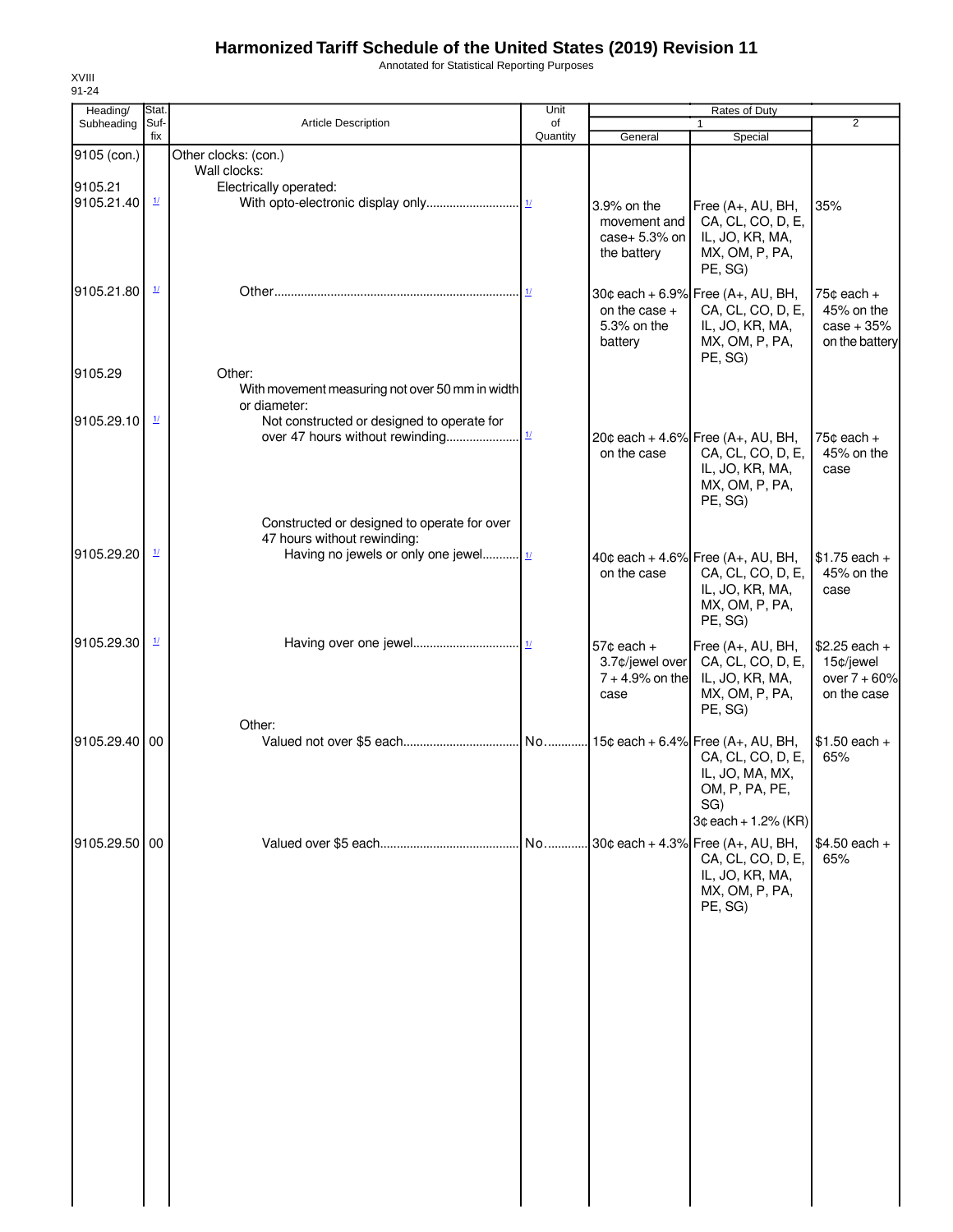# Harmonized Tariff Schedule of the United States (2019) Revision 11

Annotated for Statistical Reporting Purposes

XVIII
91-24

| Heading/ Subheading | Stat. Suf- fix | Article Description | Unit of Quantity | Rates of Duty 1 General | Special | 2 |
|---|---|---|---|---|---|---|
| 9105 (con.) | | Other clocks: (con.) | | | | |
| | | Wall clocks: | | | | |
| 9105.21 | | Electrically operated: | | | | |
| 9105.21.40 | 1/ | With opto-electronic display only | 1/ | 3.9% on the movement and case+ 5.3% on the battery | Free (A+, AU, BH, CA, CL, CO, D, E, IL, JO, KR, MA, MX, OM, P, PA, PE, SG) | 35% |
| 9105.21.80 | 1/ | Other | 1/ | 30¢ each + 6.9% on the case + 5.3% on the battery | Free (A+, AU, BH, CA, CL, CO, D, E, IL, JO, KR, MA, MX, OM, P, PA, PE, SG) | 75¢ each + 45% on the case + 35% on the battery |
| 9105.29 | | Other: | | | | |
| | | With movement measuring not over 50 mm in width or diameter: | | | | |
| 9105.29.10 | 1/ | Not constructed or designed to operate for over 47 hours without rewinding | 1/ | 20¢ each + 4.6% on the case | Free (A+, AU, BH, CA, CL, CO, D, E, IL, JO, KR, MA, MX, OM, P, PA, PE, SG) | 75¢ each + 45% on the case |
| | | Constructed or designed to operate for over 47 hours without rewinding: | | | | |
| 9105.29.20 | 1/ | Having no jewels or only one jewel | 1/ | 40¢ each + 4.6% on the case | Free (A+, AU, BH, CA, CL, CO, D, E, IL, JO, KR, MA, MX, OM, P, PA, PE, SG) | $1.75 each + 45% on the case |
| 9105.29.30 | 1/ | Having over one jewel | 1/ | 57¢ each + 3.7¢/jewel over 7 + 4.9% on the case | Free (A+, AU, BH, CA, CL, CO, D, E, IL, JO, KR, MA, MX, OM, P, PA, PE, SG) | $2.25 each + 15¢/jewel over 7 + 60% on the case |
| | | Other: | | | | |
| 9105.29.40 | 00 | Valued not over $5 each | No. | 15¢ each + 6.4% | Free (A+, AU, BH, CA, CL, CO, D, E, IL, JO, MA, MX, OM, P, PA, PE, SG) 3¢ each + 1.2% (KR) | $1.50 each + 65% |
| 9105.29.50 | 00 | Valued over $5 each | No. | 30¢ each + 4.3% | Free (A+, AU, BH, CA, CL, CO, D, E, IL, JO, KR, MA, MX, OM, P, PA, PE, SG) | $4.50 each + 65% |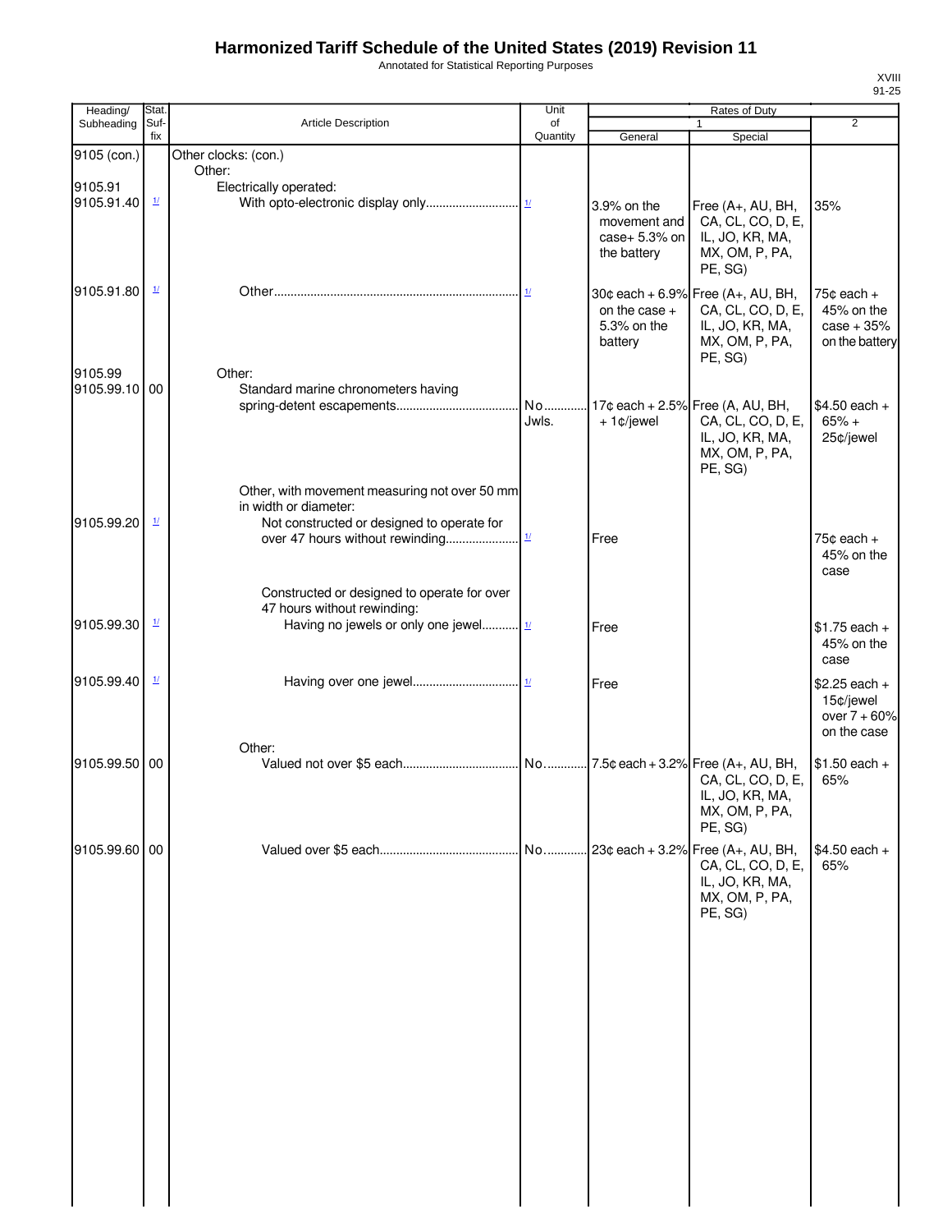# Harmonized Tariff Schedule of the United States (2019) Revision 11

Annotated for Statistical Reporting Purposes

| Heading/ Subheading | Stat. Suf- fix | Article Description | Unit of Quantity | Rates of Duty 1 General | Special | 2 |
|---|---|---|---|---|---|---|
| 9105 (con.) | | Other clocks: (con.) | | | | |
| | | Other: | | | | |
| 9105.91 | | Electrically operated: | | | | |
| 9105.91.40 | 1/ | With opto-electronic display only | 1/ | 3.9% on the movement and case+ 5.3% on the battery | Free (A+, AU, BH, CA, CL, CO, D, E, IL, JO, KR, MA, MX, OM, P, PA, PE, SG) | 35% |
| 9105.91.80 | 1/ | Other | 1/ | 30¢ each + 6.9% on the case + 5.3% on the battery | Free (A+, AU, BH, CA, CL, CO, D, E, IL, JO, KR, MA, MX, OM, P, PA, PE, SG) | 75¢ each + 45% on the case + 35% on the battery |
| 9105.99 | | Other: | | | | |
| 9105.99.10 | 00 | Standard marine chronometers having spring-detent escapements | No. Jwls. | 17¢ each + 2.5% + 1¢/jewel | Free (A, AU, BH, CA, CL, CO, D, E, IL, JO, KR, MA, MX, OM, P, PA, PE, SG) | $4.50 each + 65% + 25¢/jewel |
| | | Other, with movement measuring not over 50 mm in width or diameter: | | | | |
| 9105.99.20 | 1/ | Not constructed or designed to operate for over 47 hours without rewinding | 1/ | Free | | 75¢ each + 45% on the case |
| | | Constructed or designed to operate for over 47 hours without rewinding: | | | | |
| 9105.99.30 | 1/ | Having no jewels or only one jewel | 1/ | Free | | $1.75 each + 45% on the case |
| 9105.99.40 | 1/ | Having over one jewel | 1/ | Free | | $2.25 each + 15¢/jewel over 7 + 60% on the case |
| | | Other: | | | | |
| 9105.99.50 | 00 | Valued not over $5 each | No. | 7.5¢ each + 3.2% | Free (A+, AU, BH, CA, CL, CO, D, E, IL, JO, KR, MA, MX, OM, P, PA, PE, SG) | $1.50 each + 65% |
| 9105.99.60 | 00 | Valued over $5 each | No. | 23¢ each + 3.2% | Free (A+, AU, BH, CA, CL, CO, D, E, IL, JO, KR, MA, MX, OM, P, PA, PE, SG) | $4.50 each + 65% |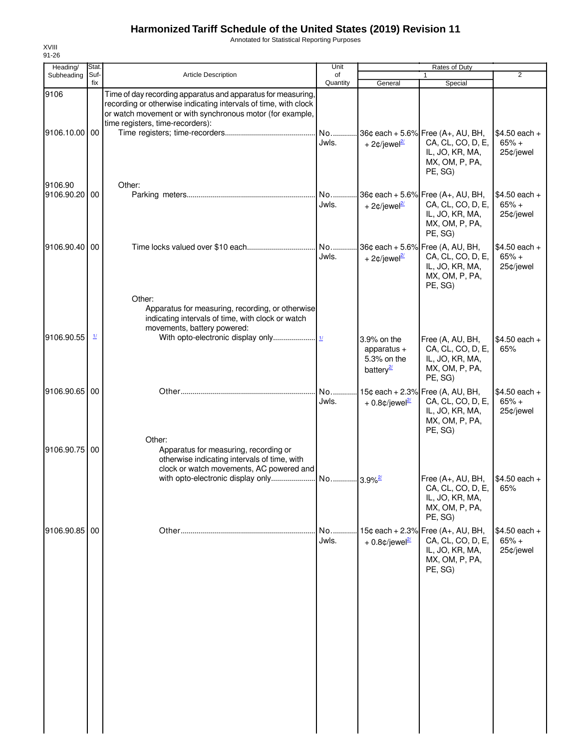# Harmonized Tariff Schedule of the United States (2019) Revision 11

Annotated for Statistical Reporting Purposes

XVIII
91-26

| Heading/ Subheading | Stat. Suf- fix | Article Description | Unit of Quantity | Rates of Duty 1 General | Special | 2 |
|---|---|---|---|---|---|---|
| 9106 | | Time of day recording apparatus and apparatus for measuring, recording or otherwise indicating intervals of time, with clock or watch movement or with synchronous motor (for example, time registers, time-recorders): | | | | |
| 9106.10.00 | 00 | Time registers; time-recorders | No. Jwls. | 36¢ each + 5.6% + 2¢/jewel[2/] | Free (A+, AU, BH, CA, CL, CO, D, E, IL, JO, KR, MA, MX, OM, P, PA, PE, SG) | $4.50 each + 65% + 25¢/jewel |
| 9106.90 | | Other: | | | | |
| 9106.90.20 | 00 | Parking meters | No. Jwls. | 36¢ each + 5.6% + 2¢/jewel[2/] | Free (A+, AU, BH, CA, CL, CO, D, E, IL, JO, KR, MA, MX, OM, P, PA, PE, SG) | $4.50 each + 65% + 25¢/jewel |
| 9106.90.40 | 00 | Time locks valued over $10 each | No. Jwls. | 36¢ each + 5.6% + 2¢/jewel[2/] | Free (A, AU, BH, CA, CL, CO, D, E, IL, JO, KR, MA, MX, OM, P, PA, PE, SG) | $4.50 each + 65% + 25¢/jewel |
| | | Other: | | | | |
| | | Apparatus for measuring, recording, or otherwise indicating intervals of time, with clock or watch movements, battery powered: | | | | |
| 9106.90.55 | [1/] | With opto-electronic display only | [1/] | 3.9% on the apparatus + 5.3% on the battery[2/] | Free (A, AU, BH, CA, CL, CO, D, E, IL, JO, KR, MA, MX, OM, P, PA, PE, SG) | $4.50 each + 65% |
| 9106.90.65 | 00 | Other | No. Jwls. | 15¢ each + 2.3% + 0.8¢/jewel[2/] | Free (A, AU, BH, CA, CL, CO, D, E, IL, JO, KR, MA, MX, OM, P, PA, PE, SG) | $4.50 each + 65% + 25¢/jewel |
| | | Other: | | | | |
| 9106.90.75 | 00 | Apparatus for measuring, recording or otherwise indicating intervals of time, with clock or watch movements, AC powered and with opto-electronic display only | No. | 3.9%[2/] | Free (A+, AU, BH, CA, CL, CO, D, E, IL, JO, KR, MA, MX, OM, P, PA, PE, SG) | $4.50 each + 65% |
| 9106.90.85 | 00 | Other | No. Jwls. | 15¢ each + 2.3% + 0.8¢/jewel[2/] | Free (A+, AU, BH, CA, CL, CO, D, E, IL, JO, KR, MA, MX, OM, P, PA, PE, SG) | $4.50 each + 65% + 25¢/jewel |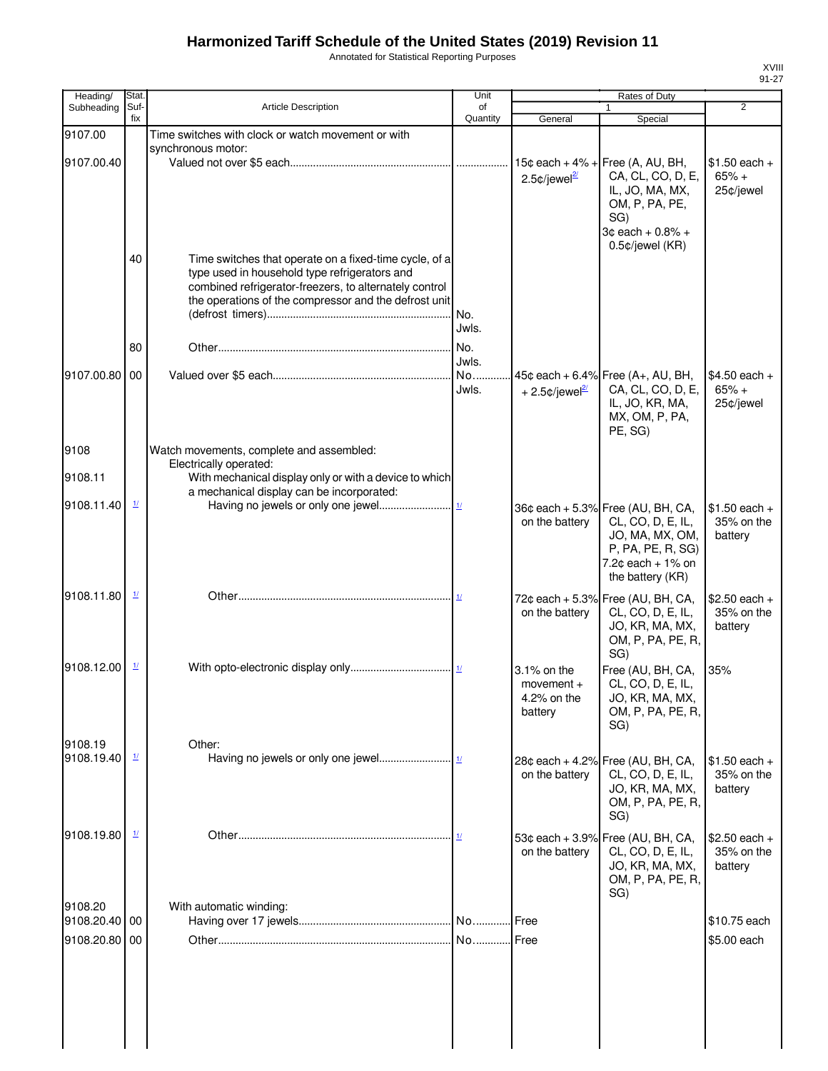# Harmonized Tariff Schedule of the United States (2019) Revision 11

Annotated for Statistical Reporting Purposes

XVIII
91-27

| Heading/ Subheading | Stat. Suf- fix | Article Description | Unit of Quantity | Rates of Duty 1 General | Special | 2 |
|---|---|---|---|---|---|---|
| 9107.00 | | Time switches with clock or watch movement or with synchronous motor: | | | | |
| 9107.00.40 | | Valued not over $5 each | | 15¢ each + 4% + 2.5¢/jewel[2/] | Free (A, AU, BH, CA, CL, CO, D, E, IL, JO, MA, MX, OM, P, PA, PE, SG) 3¢ each + 0.8% + 0.5¢/jewel (KR) | $1.50 each + 65% + 25¢/jewel |
| | 40 | Time switches that operate on a fixed-time cycle, of a type used in household type refrigerators and combined refrigerator-freezers, to alternately control the operations of the compressor and the defrost unit (defrost timers) | No. Jwls. | | | |
| | 80 | Other | No. Jwls. | | | |
| 9107.00.80 | 00 | Valued over $5 each | No. Jwls. | 45¢ each + 6.4% + 2.5¢/jewel[2/] | Free (A+, AU, BH, CA, CL, CO, D, E, IL, JO, KR, MA, MX, OM, P, PA, PE, SG) | $4.50 each + 65% + 25¢/jewel |
| 9108 | | Watch movements, complete and assembled: | | | | |
| | | Electrically operated: | | | | |
| 9108.11 | | With mechanical display only or with a device to which a mechanical display can be incorporated: | | | | |
| 9108.11.40 | [1/] | Having no jewels or only one jewel | [1/] | 36¢ each + 5.3% on the battery | Free (AU, BH, CA, CL, CO, D, E, IL, JO, MA, MX, OM, P, PA, PE, R, SG) 7.2¢ each + 1% on the battery (KR) | $1.50 each + 35% on the battery |
| 9108.11.80 | [1/] | Other | [1/] | 72¢ each + 5.3% on the battery | Free (AU, BH, CA, CL, CO, D, E, IL, JO, KR, MA, MX, OM, P, PA, PE, R, SG) | $2.50 each + 35% on the battery |
| 9108.12.00 | [1/] | With opto-electronic display only | [1/] | 3.1% on the movement + 4.2% on the battery | Free (AU, BH, CA, CL, CO, D, E, IL, JO, KR, MA, MX, OM, P, PA, PE, R, SG) | 35% |
| 9108.19 | | Other: | | | | |
| 9108.19.40 | [1/] | Having no jewels or only one jewel | [1/] | 28¢ each + 4.2% on the battery | Free (AU, BH, CA, CL, CO, D, E, IL, JO, KR, MA, MX, OM, P, PA, PE, R, SG) | $1.50 each + 35% on the battery |
| 9108.19.80 | [1/] | Other | [1/] | 53¢ each + 3.9% on the battery | Free (AU, BH, CA, CL, CO, D, E, IL, JO, KR, MA, MX, OM, P, PA, PE, R, SG) | $2.50 each + 35% on the battery |
| 9108.20 | | With automatic winding: | | | | |
| 9108.20.40 | 00 | Having over 17 jewels | No. | Free | | $10.75 each |
| 9108.20.80 | 00 | Other | No. | Free | | $5.00 each |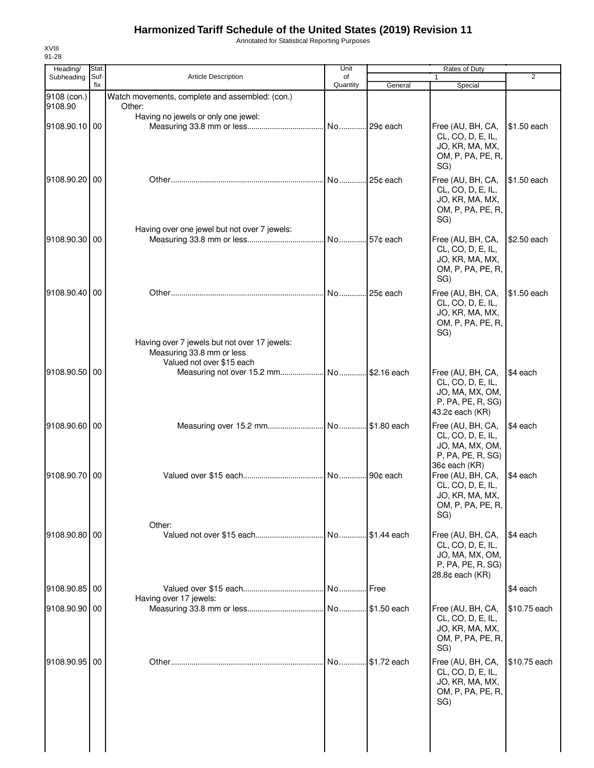# Harmonized Tariff Schedule of the United States (2019) Revision 11

Annotated for Statistical Reporting Purposes

XVIII
91-28

| Heading/ Subheading | Stat. Suf-fix | Article Description | Unit of Quantity | Rates of Duty | | |
|---|---|---|---|---|---|---|
| | | | | 1 | | 2 |
| | | | | General | Special | |
| 9108 (con.) | | Watch movements, complete and assembled: (con.) | | | | |
| 9108.90 | | Other: | | | | |
| | | Having no jewels or only one jewel: | | | | |
| 9108.90.10 | 00 | Measuring 33.8 mm or less | No. | 29¢ each | Free (AU, BH, CA, CL, CO, D, E, IL, JO, KR, MA, MX, OM, P, PA, PE, R, SG) | $1.50 each |
| 9108.90.20 | 00 | Other | No. | 25¢ each | Free (AU, BH, CA, CL, CO, D, E, IL, JO, KR, MA, MX, OM, P, PA, PE, R, SG) | $1.50 each |
| | | Having over one jewel but not over 7 jewels: | | | | |
| 9108.90.30 | 00 | Measuring 33.8 mm or less | No. | 57¢ each | Free (AU, BH, CA, CL, CO, D, E, IL, JO, KR, MA, MX, OM, P, PA, PE, R, SG) | $2.50 each |
| 9108.90.40 | 00 | Other | No. | 25¢ each | Free (AU, BH, CA, CL, CO, D, E, IL, JO, KR, MA, MX, OM, P, PA, PE, R, SG) | $1.50 each |
| | | Having over 7 jewels but not over 17 jewels: | | | | |
| | | Measuring 33.8 mm or less | | | | |
| | | Valued not over $15 each | | | | |
| 9108.90.50 | 00 | Measuring not over 15.2 mm | No. | $2.16 each | Free (AU, BH, CA, CL, CO, D, E, IL, JO, MA, MX, OM, P, PA, PE, R, SG) 43.2¢ each (KR) | $4 each |
| 9108.90.60 | 00 | Measuring over 15.2 mm | No. | $1.80 each | Free (AU, BH, CA, CL, CO, D, E, IL, JO, MA, MX, OM, P, PA, PE, R, SG) 36¢ each (KR) | $4 each |
| 9108.90.70 | 00 | Valued over $15 each | No. | 90¢ each | Free (AU, BH, CA, CL, CO, D, E, IL, JO, KR, MA, MX, OM, P, PA, PE, R, SG) | $4 each |
| | | Other: | | | | |
| 9108.90.80 | 00 | Valued not over $15 each | No. | $1.44 each | Free (AU, BH, CA, CL, CO, D, E, IL, JO, MA, MX, OM, P, PA, PE, R, SG) 28.8¢ each (KR) | $4 each |
| 9108.90.85 | 00 | Valued over $15 each | No. | Free | | $4 each |
| | | Having over 17 jewels: | | | | |
| 9108.90.90 | 00 | Measuring 33.8 mm or less | No. | $1.50 each | Free (AU, BH, CA, CL, CO, D, E, IL, JO, KR, MA, MX, OM, P, PA, PE, R, SG) | $10.75 each |
| 9108.90.95 | 00 | Other | No. | $1.72 each | Free (AU, BH, CA, CL, CO, D, E, IL, JO, KR, MA, MX, OM, P, PA, PE, R, SG) | $10.75 each |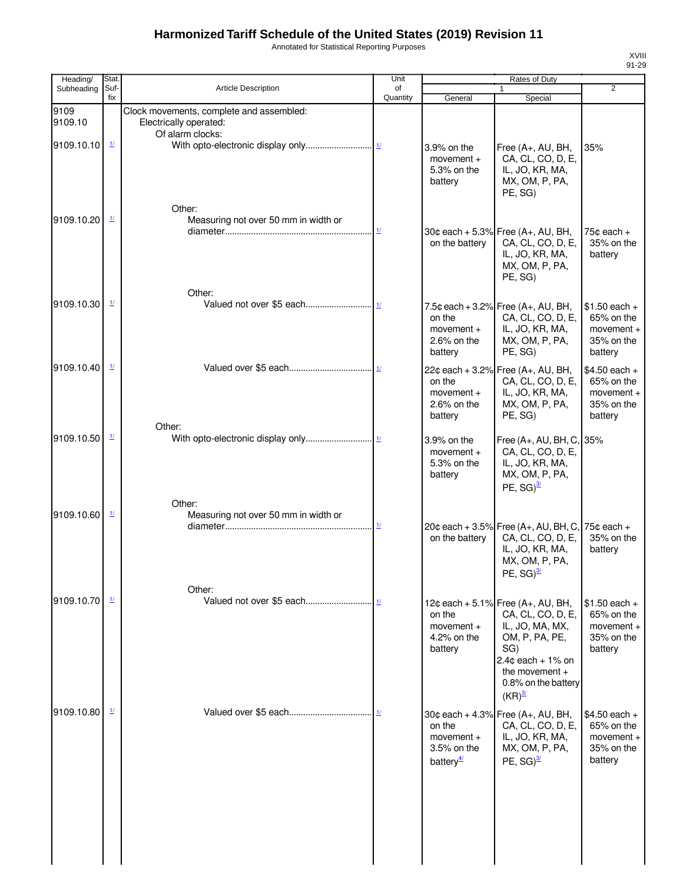# Harmonized Tariff Schedule of the United States (2019) Revision 11

Annotated for Statistical Reporting Purposes

| Heading/ Subheading | Stat. Suf- fix | Article Description | Unit of Quantity | Rates of Duty 1 General | Special | 2 |
|---|---|---|---|---|---|---|
| 9109 | | Clock movements, complete and assembled: | | | | |
| 9109.10 | | Electrically operated: | | | | |
| | | Of alarm clocks: | | | | |
| 9109.10.10 | 1/ | With opto-electronic display only | 1/ | 3.9% on the movement + 5.3% on the battery | Free (A+, AU, BH, CA, CL, CO, D, E, IL, JO, KR, MA, MX, OM, P, PA, PE, SG) | 35% |
| | | Other: | | | | |
| 9109.10.20 | 1/ | Measuring not over 50 mm in width or diameter | 1/ | 30¢ each + 5.3% on the battery | Free (A+, AU, BH, CA, CL, CO, D, E, IL, JO, KR, MA, MX, OM, P, PA, PE, SG) | 75¢ each + 35% on the battery |
| | | Other: | | | | |
| 9109.10.30 | 1/ | Valued not over $5 each | 1/ | 7.5¢ each + 3.2% on the movement + 2.6% on the battery | Free (A+, AU, BH, CA, CL, CO, D, E, IL, JO, KR, MA, MX, OM, P, PA, PE, SG) | $1.50 each + 65% on the movement + 35% on the battery |
| 9109.10.40 | 1/ | Valued over $5 each | 1/ | 22¢ each + 3.2% on the movement + 2.6% on the battery | Free (A+, AU, BH, CA, CL, CO, D, E, IL, JO, KR, MA, MX, OM, P, PA, PE, SG) | $4.50 each + 65% on the movement + 35% on the battery |
| | | Other: | | | | |
| 9109.10.50 | 1/ | With opto-electronic display only | 1/ | 3.9% on the movement + 5.3% on the battery | Free (A+, AU, BH, C, CA, CL, CO, D, E, IL, JO, KR, MA, MX, OM, P, PA, PE, SG)[3/] | 35% |
| | | Other: | | | | |
| 9109.10.60 | 1/ | Measuring not over 50 mm in width or diameter | 1/ | 20¢ each + 3.5% on the battery | Free (A+, AU, BH, C, CA, CL, CO, D, E, IL, JO, KR, MA, MX, OM, P, PA, PE, SG)[3/] | 75¢ each + 35% on the battery |
| | | Other: | | | | |
| 9109.10.70 | 1/ | Valued not over $5 each | 1/ | 12¢ each + 5.1% on the movement + 4.2% on the battery | Free (A+, AU, BH, CA, CL, CO, D, E, IL, JO, MA, MX, OM, P, PA, PE, SG) 2.4¢ each + 1% on the movement + 0.8% on the battery (KR)[3/] | $1.50 each + 65% on the movement + 35% on the battery |
| 9109.10.80 | 1/ | Valued over $5 each | 1/ | 30¢ each + 4.3% on the movement + 3.5% on the battery[4/] | Free (A+, AU, BH, CA, CL, CO, D, E, IL, JO, KR, MA, MX, OM, P, PA, PE, SG)[3/] | $4.50 each + 65% on the movement + 35% on the battery |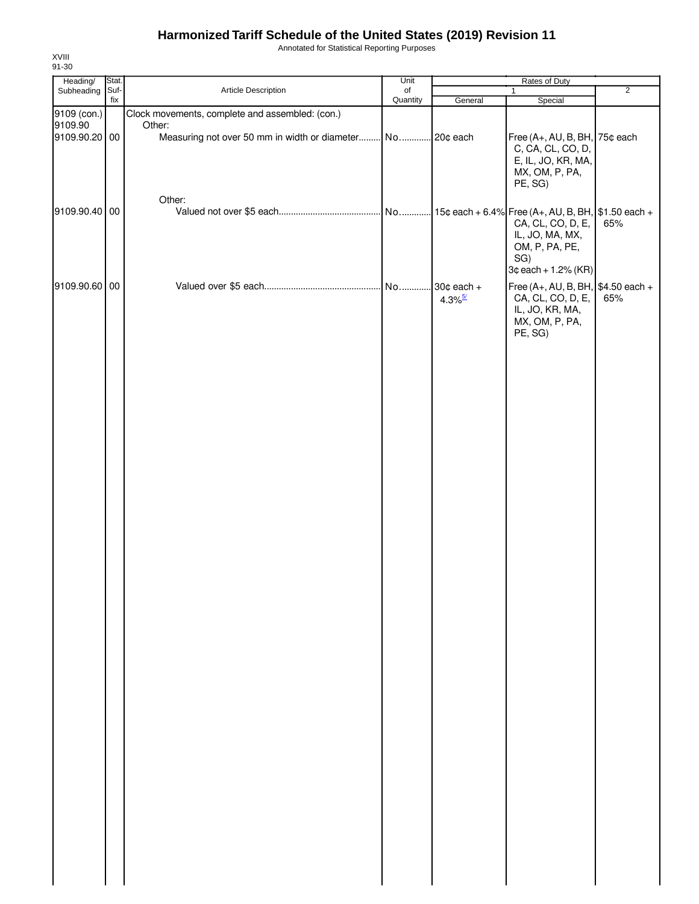# Harmonized Tariff Schedule of the United States (2019) Revision 11

Annotated for Statistical Reporting Purposes

XVIII
91-30

| Heading/ Subheading | Stat. Suf- fix | Article Description | Unit of Quantity | Rates of Duty | | |
|---|---|---|---|---|---|---|
| | | | | 1 | | 2 |
| | | | | General | Special | |
| 9109 (con.) | | Clock movements, complete and assembled: (con.) | | | | |
| 9109.90 | | Other: | | | | |
| 9109.90.20 | 00 | Measuring not over 50 mm in width or diameter | No. | 20¢ each | Free (A+, AU, B, BH, C, CA, CL, CO, D, E, IL, JO, KR, MA, MX, OM, P, PA, PE, SG) | 75¢ each |
| | | Other: | | | | |
| 9109.90.40 | 00 | Valued not over $5 each | No. | 15¢ each + 6.4% | Free (A+, AU, B, BH, CA, CL, CO, D, E, IL, JO, MA, MX, OM, P, PA, PE, SG) 3¢ each + 1.2% (KR) | $1.50 each + 65% |
| 9109.90.60 | 00 | Valued over $5 each | No. | 30¢ each + 4.3% [5/] | Free (A+, AU, B, BH, CA, CL, CO, D, E, IL, JO, KR, MA, MX, OM, P, PA, PE, SG) | $4.50 each + 65% |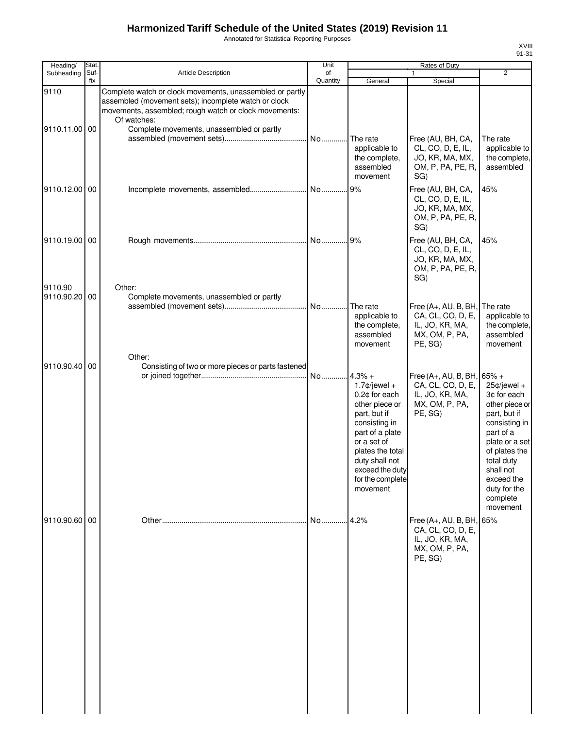# Harmonized Tariff Schedule of the United States (2019) Revision 11

Annotated for Statistical Reporting Purposes

XVIII
91-31

| Heading/ Subheading | Stat. Suf- fix | Article Description | Unit of Quantity | Rates of Duty 1 General | 1 Special | 2 |
|---|---|---|---|---|---|---|
| 9110 | | Complete watch or clock movements, unassembled or partly assembled (movement sets); incomplete watch or clock movements, assembled; rough watch or clock movements: | | | | |
| | | Of watches: | | | | |
| 9110.11.00 | 00 | Complete movements, unassembled or partly assembled (movement sets) | No. | The rate applicable to the complete, assembled movement | Free (AU, BH, CA, CL, CO, D, E, IL, JO, KR, MA, MX, OM, P, PA, PE, R, SG) | The rate applicable to the complete, assembled |
| 9110.12.00 | 00 | Incomplete movements, assembled | No. | 9% | Free (AU, BH, CA, CL, CO, D, E, IL, JO, KR, MA, MX, OM, P, PA, PE, R, SG) | 45% |
| 9110.19.00 | 00 | Rough movements | No. | 9% | Free (AU, BH, CA, CL, CO, D, E, IL, JO, KR, MA, MX, OM, P, PA, PE, R, SG) | 45% |
| 9110.90 | | Other: | | | | |
| 9110.90.20 | 00 | Complete movements, unassembled or partly assembled (movement sets) | No. | The rate applicable to the complete, assembled movement | Free (A+, AU, B, BH, CA, CL, CO, D, E, IL, JO, KR, MA, MX, OM, P, PA, PE, SG) | The rate applicable to the complete, assembled movement |
| | | Other: | | | | |
| 9110.90.40 | 00 | Consisting of two or more pieces or parts fastened or joined together | No. | 4.3% + 1.7¢/jewel + 0.2¢ for each other piece or part, but if consisting in part of a plate or a set of plates the total duty shall not exceed the duty for the complete movement | Free (A+, AU, B, BH, CA, CL, CO, D, E, IL, JO, KR, MA, MX, OM, P, PA, PE, SG) | 65% + 25¢/jewel + 3¢ for each other piece or part, but if consisting in part of a plate or a set of plates the total duty shall not exceed the duty for the complete movement |
| 9110.90.60 | 00 | Other | No. | 4.2% | Free (A+, AU, B, BH, CA, CL, CO, D, E, IL, JO, KR, MA, MX, OM, P, PA, PE, SG) | 65% |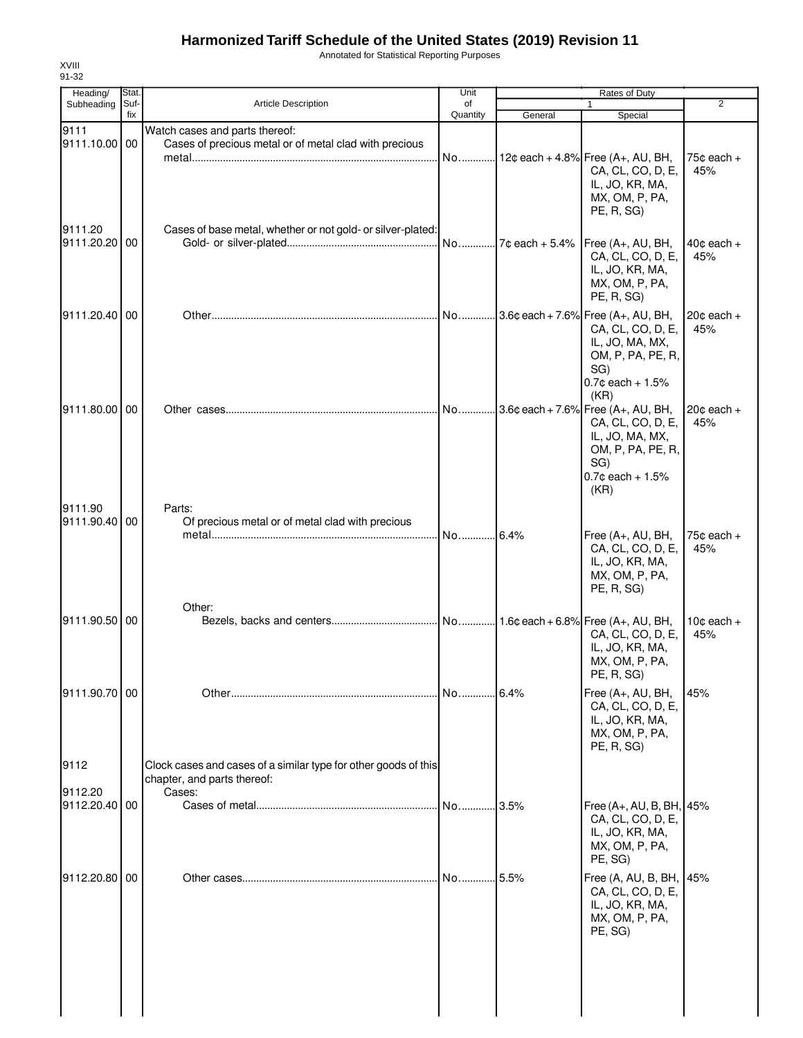# Harmonized Tariff Schedule of the United States (2019) Revision 11

Annotated for Statistical Reporting Purposes

XVIII
91-32

| Heading/ Subheading | Stat. Suf-fix | Article Description | Unit of Quantity | Rates of Duty 1 General | Special | 2 |
|---|---|---|---|---|---|---|
| 9111 | | Watch cases and parts thereof: | | | | |
| 9111.10.00 | 00 | Cases of precious metal or of metal clad with precious metal | No. | 12¢ each + 4.8% | Free (A+, AU, BH, CA, CL, CO, D, E, IL, JO, KR, MA, MX, OM, P, PA, PE, R, SG) | 75¢ each + 45% |
| 9111.20 | | Cases of base metal, whether or not gold- or silver-plated: | | | | |
| 9111.20.20 | 00 | Gold- or silver-plated | No. | 7¢ each + 5.4% | Free (A+, AU, BH, CA, CL, CO, D, E, IL, JO, KR, MA, MX, OM, P, PA, PE, R, SG) | 40¢ each + 45% |
| 9111.20.40 | 00 | Other | No. | 3.6¢ each + 7.6% | Free (A+, AU, BH, CA, CL, CO, D, E, IL, JO, MA, MX, OM, P, PA, PE, R, SG) 0.7¢ each + 1.5% (KR) | 20¢ each + 45% |
| 9111.80.00 | 00 | Other cases | No. | 3.6¢ each + 7.6% | Free (A+, AU, BH, CA, CL, CO, D, E, IL, JO, MA, MX, OM, P, PA, PE, R, SG) 0.7¢ each + 1.5% (KR) | 20¢ each + 45% |
| 9111.90 | | Parts: | | | | |
| 9111.90.40 | 00 | Of precious metal or of metal clad with precious metal | No. | 6.4% | Free (A+, AU, BH, CA, CL, CO, D, E, IL, JO, KR, MA, MX, OM, P, PA, PE, R, SG) | 75¢ each + 45% |
| | | Other: | | | | |
| 9111.90.50 | 00 | Bezels, backs and centers | No. | 1.6¢ each + 6.8% | Free (A+, AU, BH, CA, CL, CO, D, E, IL, JO, KR, MA, MX, OM, P, PA, PE, R, SG) | 10¢ each + 45% |
| 9111.90.70 | 00 | Other | No. | 6.4% | Free (A+, AU, BH, CA, CL, CO, D, E, IL, JO, KR, MA, MX, OM, P, PA, PE, R, SG) | 45% |
| 9112 | | Clock cases and cases of a similar type for other goods of this chapter, and parts thereof: | | | | |
| 9112.20 | | Cases: | | | | |
| 9112.20.40 | 00 | Cases of metal | No. | 3.5% | Free (A+, AU, B, BH, CA, CL, CO, D, E, IL, JO, KR, MA, MX, OM, P, PA, PE, SG) | 45% |
| 9112.20.80 | 00 | Other cases | No. | 5.5% | Free (A, AU, B, BH, CA, CL, CO, D, E, IL, JO, KR, MA, MX, OM, P, PA, PE, SG) | 45% |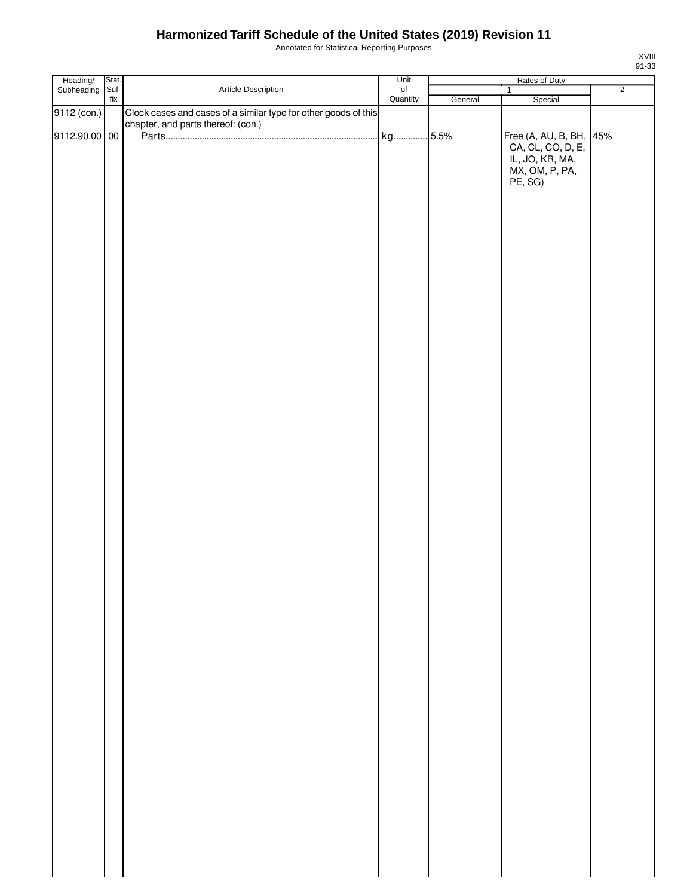# Harmonized Tariff Schedule of the United States (2019) Revision 11

Annotated for Statistical Reporting Purposes

XVIII
91-33

| Heading/ Subheading | Stat. Suf- fix | Article Description | Unit of Quantity | Rates of Duty 1 General | Special | 2 |
|---|---|---|---|---|---|---|
| 9112 (con.) | | Clock cases and cases of a similar type for other goods of this chapter, and parts thereof: (con.) | | | | |
| 9112.90.00 | 00 | Parts | kg | 5.5% | Free (A, AU, B, BH, CA, CL, CO, D, E, IL, JO, KR, MA, MX, OM, P, PA, PE, SG) | 45% |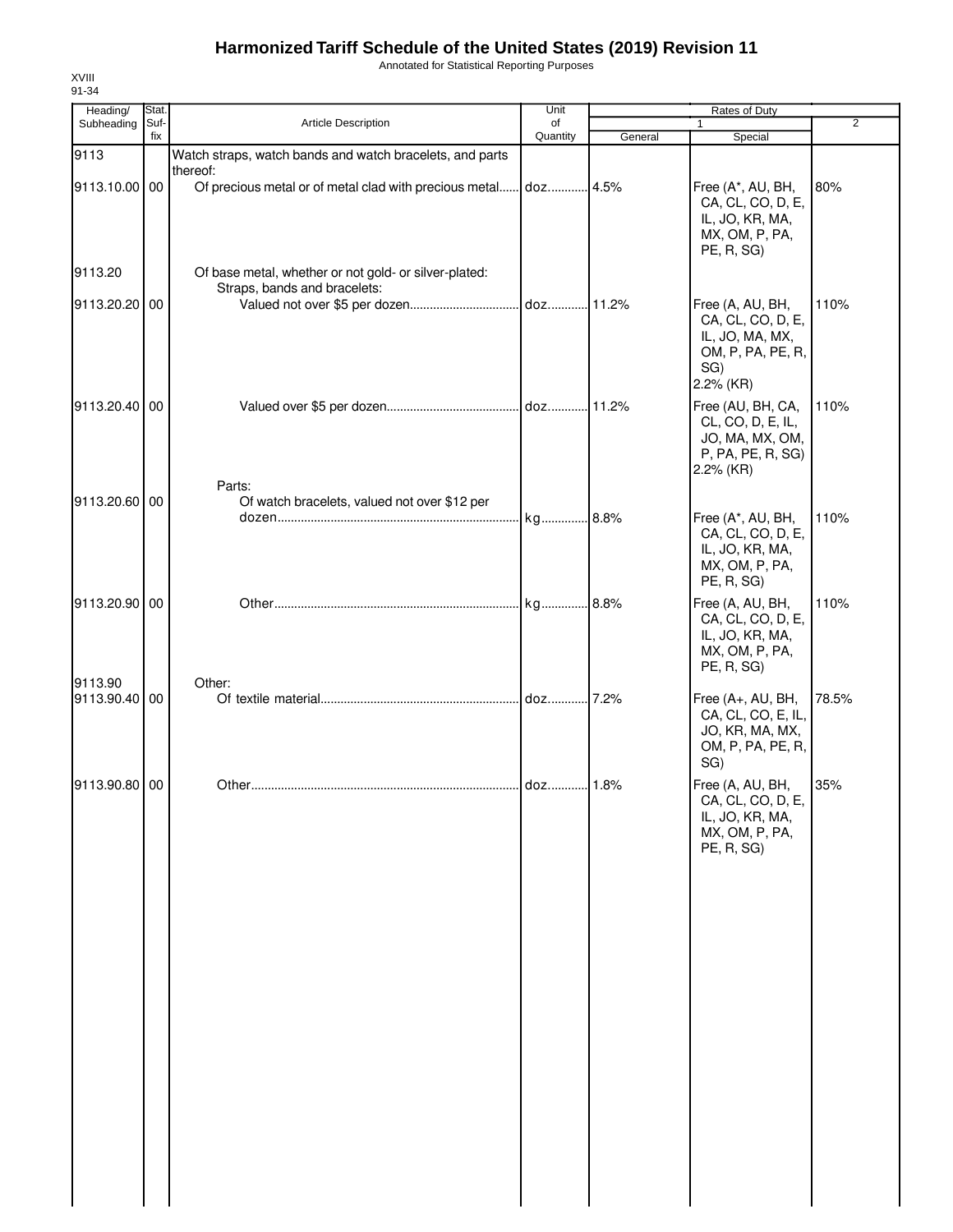# Harmonized Tariff Schedule of the United States (2019) Revision 11

Annotated for Statistical Reporting Purposes

XVIII
91-34

| Heading/ Subheading | Stat. Suf-fix | Article Description | Unit of Quantity | Rates of Duty 1 General | Special | 2 |
|---|---|---|---|---|---|---|
| 9113 | | Watch straps, watch bands and watch bracelets, and parts thereof: | | | | |
| 9113.10.00 | 00 | Of precious metal or of metal clad with precious metal | doz. | 4.5% | Free (A*, AU, BH, CA, CL, CO, D, E, IL, JO, KR, MA, MX, OM, P, PA, PE, R, SG) | 80% |
| 9113.20 | | Of base metal, whether or not gold- or silver-plated: | | | | |
| | | Straps, bands and bracelets: | | | | |
| 9113.20.20 | 00 | Valued not over $5 per dozen | doz. | 11.2% | Free (A, AU, BH, CA, CL, CO, D, E, IL, JO, MA, MX, OM, P, PA, PE, R, SG) 2.2% (KR) | 110% |
| 9113.20.40 | 00 | Valued over $5 per dozen | doz. | 11.2% | Free (AU, BH, CA, CL, CO, D, E, IL, JO, MA, MX, OM, P, PA, PE, R, SG) 2.2% (KR) | 110% |
| | | Parts: | | | | |
| 9113.20.60 | 00 | Of watch bracelets, valued not over $12 per dozen | kg | 8.8% | Free (A*, AU, BH, CA, CL, CO, D, E, IL, JO, KR, MA, MX, OM, P, PA, PE, R, SG) | 110% |
| 9113.20.90 | 00 | Other | kg | 8.8% | Free (A, AU, BH, CA, CL, CO, D, E, IL, JO, KR, MA, MX, OM, P, PA, PE, R, SG) | 110% |
| 9113.90 | | Other: | | | | |
| 9113.90.40 | 00 | Of textile material | doz. | 7.2% | Free (A+, AU, BH, CA, CL, CO, E, IL, JO, KR, MA, MX, OM, P, PA, PE, R, SG) | 78.5% |
| 9113.90.80 | 00 | Other | doz. | 1.8% | Free (A, AU, BH, CA, CL, CO, D, E, IL, JO, KR, MA, MX, OM, P, PA, PE, R, SG) | 35% |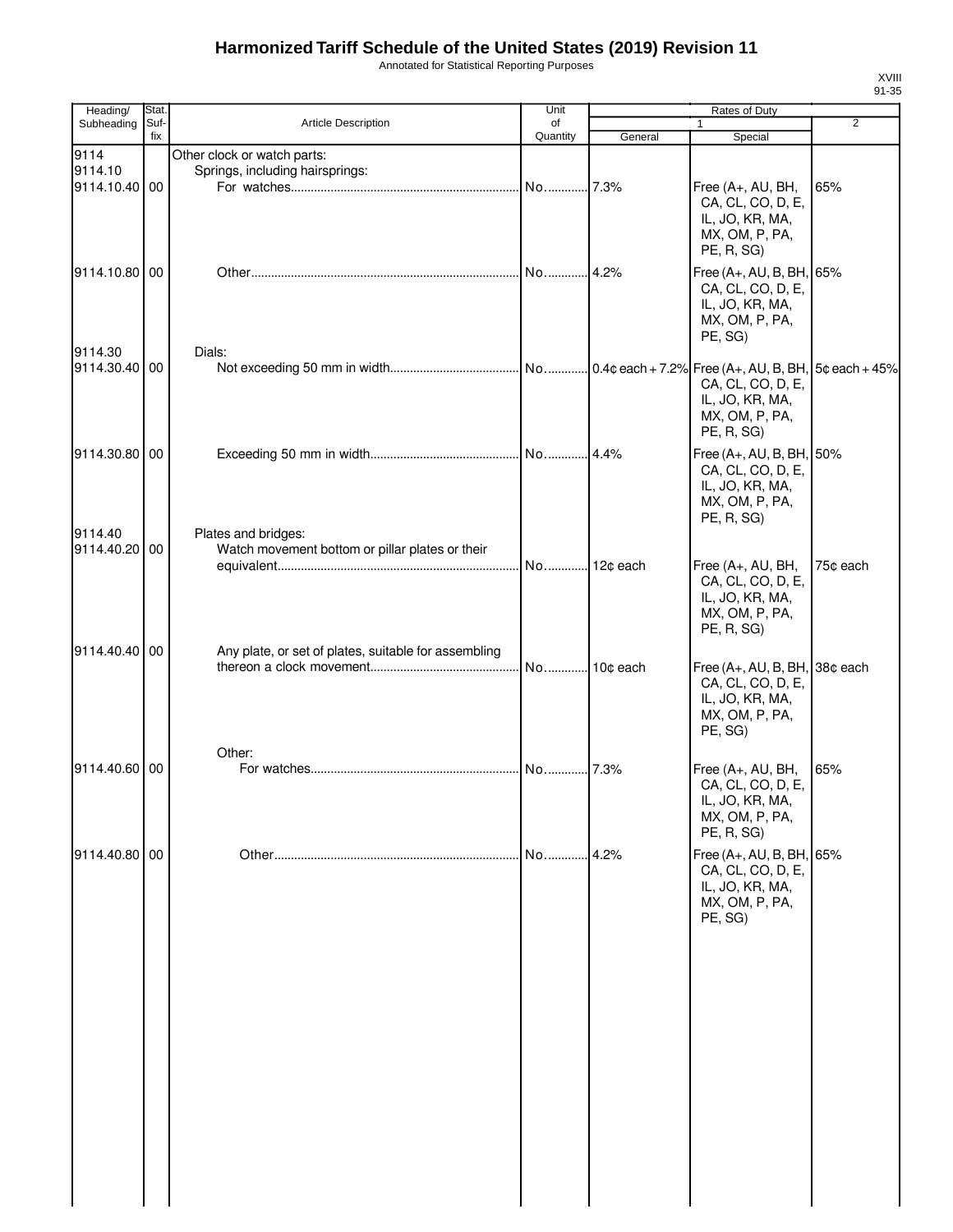# Harmonized Tariff Schedule of the United States (2019) Revision 11

Annotated for Statistical Reporting Purposes

XVIII
91-35

| Heading/ Subheading | Stat. Suf- fix | Article Description | Unit of Quantity | Rates of Duty 1 General | Special | 2 |
|---|---|---|---|---|---|---|
| 9114 | | Other clock or watch parts: | | | | |
| 9114.10 | | Springs, including hairsprings: | | | | |
| 9114.10.40 | 00 | For watches | No. | 7.3% | Free (A+, AU, BH, CA, CL, CO, D, E, IL, JO, KR, MA, MX, OM, P, PA, PE, R, SG) | 65% |
| 9114.10.80 | 00 | Other | No. | 4.2% | Free (A+, AU, B, BH, CA, CL, CO, D, E, IL, JO, KR, MA, MX, OM, P, PA, PE, SG) | 65% |
| 9114.30 | | Dials: | | | | |
| 9114.30.40 | 00 | Not exceeding 50 mm in width | No. | 0.4¢ each + 7.2% | Free (A+, AU, B, BH, CA, CL, CO, D, E, IL, JO, KR, MA, MX, OM, P, PA, PE, R, SG) | 5¢ each + 45% |
| 9114.30.80 | 00 | Exceeding 50 mm in width | No. | 4.4% | Free (A+, AU, B, BH, CA, CL, CO, D, E, IL, JO, KR, MA, MX, OM, P, PA, PE, R, SG) | 50% |
| 9114.40 | | Plates and bridges: | | | | |
| 9114.40.20 | 00 | Watch movement bottom or pillar plates or their equivalent | No. | 12¢ each | Free (A+, AU, BH, CA, CL, CO, D, E, IL, JO, KR, MA, MX, OM, P, PA, PE, R, SG) | 75¢ each |
| 9114.40.40 | 00 | Any plate, or set of plates, suitable for assembling thereon a clock movement | No. | 10¢ each | Free (A+, AU, B, BH, CA, CL, CO, D, E, IL, JO, KR, MA, MX, OM, P, PA, PE, SG) | 38¢ each |
| | | Other: | | | | |
| 9114.40.60 | 00 | For watches | No. | 7.3% | Free (A+, AU, BH, CA, CL, CO, D, E, IL, JO, KR, MA, MX, OM, P, PA, PE, R, SG) | 65% |
| 9114.40.80 | 00 | Other | No. | 4.2% | Free (A+, AU, B, BH, CA, CL, CO, D, E, IL, JO, KR, MA, MX, OM, P, PA, PE, SG) | 65% |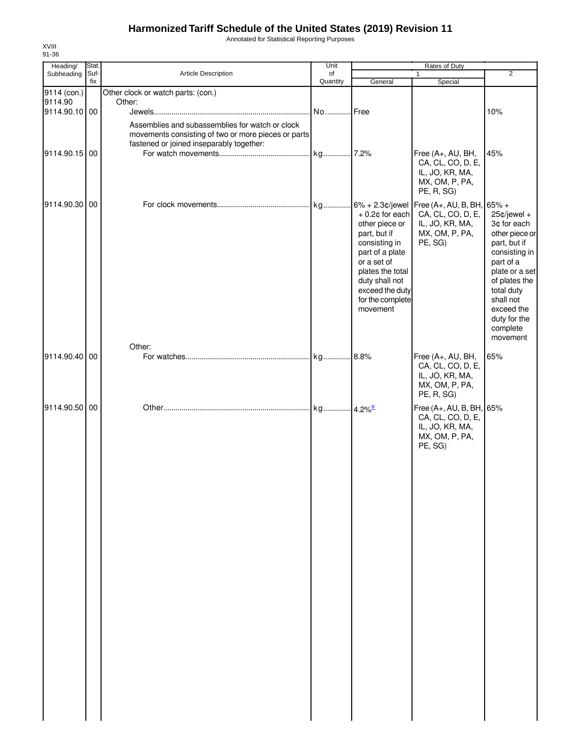# Harmonized Tariff Schedule of the United States (2019) Revision 11

Annotated for Statistical Reporting Purposes

XVIII
91-36

| Heading/ Subheading | Stat. Suf- fix | Article Description | Unit of Quantity | Rates of Duty 1 General | Special | 2 |
|---|---|---|---|---|---|---|
| 9114 (con.) | | Other clock or watch parts: (con.) | | | | |
| 9114.90 | | Other: | | | | |
| 9114.90.10 | 00 | Jewels | No. | Free | | 10% |
| | | Assemblies and subassemblies for watch or clock movements consisting of two or more pieces or parts fastened or joined inseparably together: | | | | |
| 9114.90.15 | 00 | For watch movements | kg | 7.2% | Free (A+, AU, BH, CA, CL, CO, D, E, IL, JO, KR, MA, MX, OM, P, PA, PE, R, SG) | 45% |
| 9114.90.30 | 00 | For clock movements | kg | 6% + 2.3¢/jewel + 0.2¢ for each other piece or part, but if consisting in part of a plate or a set of plates the total duty shall not exceed the duty for the complete movement | Free (A+, AU, B, BH, CA, CL, CO, D, E, IL, JO, KR, MA, MX, OM, P, PA, PE, SG) | 65% + 25¢/jewel + 3¢ for each other piece or part, but if consisting in part of a plate or a set of plates the total duty shall not exceed the duty for the complete movement |
| | | Other: | | | | |
| 9114.90.40 | 00 | For watches | kg | 8.8% | Free (A+, AU, BH, CA, CL, CO, D, E, IL, JO, KR, MA, MX, OM, P, PA, PE, R, SG) | 65% |
| 9114.90.50 | 00 | Other | kg | 4.2%[6/] | Free (A+, AU, B, BH, CA, CL, CO, D, E, IL, JO, KR, MA, MX, OM, P, PA, PE, SG) | 65% |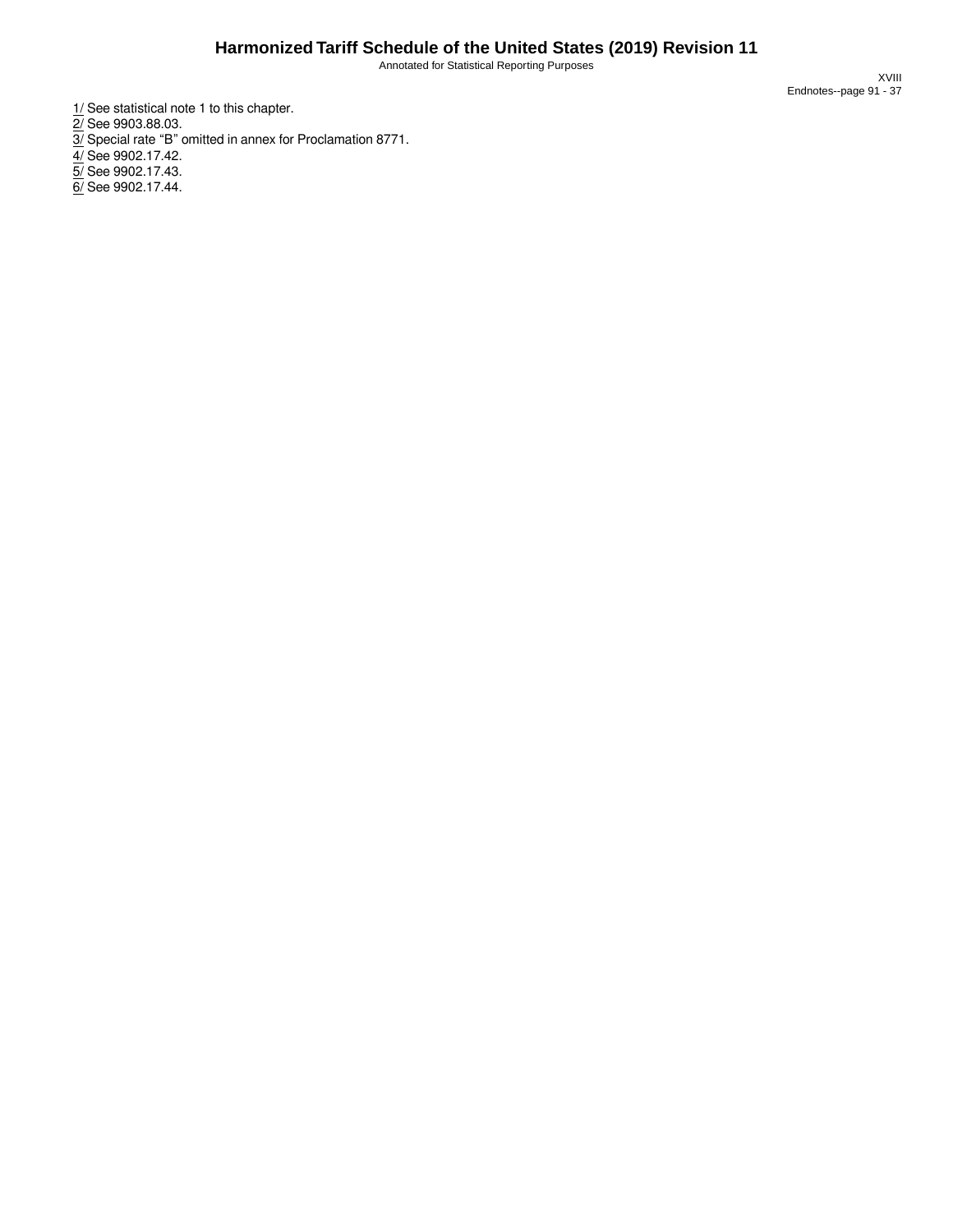1/ See statistical note 1 to this chapter.
2/ See 9903.88.03.
3/ Special rate “B” omitted in annex for Proclamation 8771.
4/ See 9902.17.42.
5/ See 9902.17.43.
6/ See 9902.17.44.